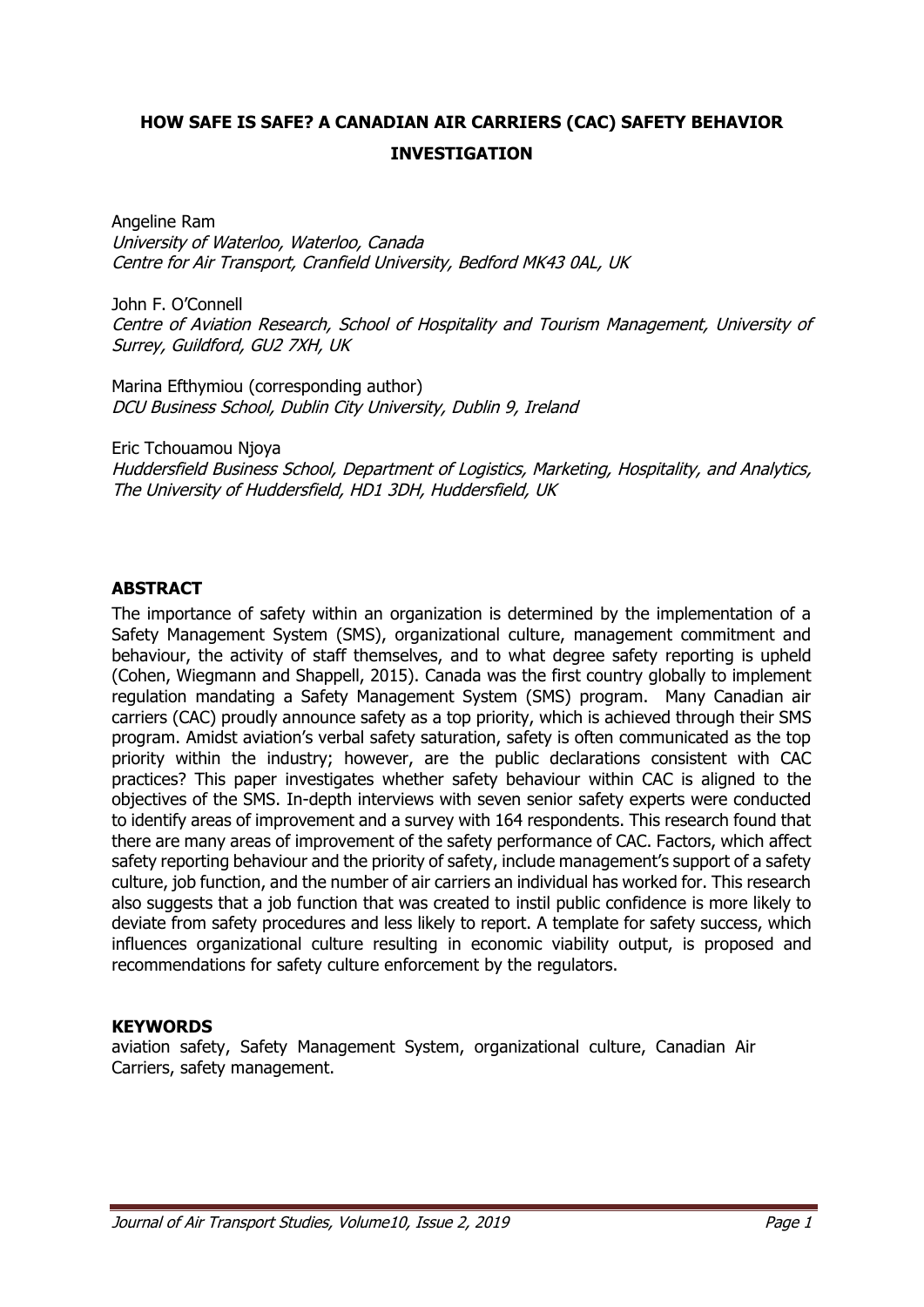# HOW SAFE IS SAFE? A CANADIAN AIR CARRIERS (CAC) SAFETY BEHAVIOR INVESTIGATION

Angeline Ram
*University of Waterloo, Waterloo, Canada*
*Centre for Air Transport, Cranfield University, Bedford MK43 0AL, UK*

John F. O'Connell
*Centre of Aviation Research, School of Hospitality and Tourism Management, University of Surrey, Guildford, GU2 7XH, UK*

Marina Efthymiou (corresponding author)
*DCU Business School, Dublin City University, Dublin 9, Ireland*

Eric Tchouamou Njoya
*Huddersfield Business School, Department of Logistics, Marketing, Hospitality, and Analytics, The University of Huddersfield, HD1 3DH, Huddersfield, UK*

## ABSTRACT

The importance of safety within an organization is determined by the implementation of a Safety Management System (SMS), organizational culture, management commitment and behaviour, the activity of staff themselves, and to what degree safety reporting is upheld (Cohen, Wiegmann and Shappell, 2015). Canada was the first country globally to implement regulation mandating a Safety Management System (SMS) program. Many Canadian air carriers (CAC) proudly announce safety as a top priority, which is achieved through their SMS program. Amidst aviation's verbal safety saturation, safety is often communicated as the top priority within the industry; however, are the public declarations consistent with CAC practices? This paper investigates whether safety behaviour within CAC is aligned to the objectives of the SMS. In-depth interviews with seven senior safety experts were conducted to identify areas of improvement and a survey with 164 respondents. This research found that there are many areas of improvement of the safety performance of CAC. Factors, which affect safety reporting behaviour and the priority of safety, include management's support of a safety culture, job function, and the number of air carriers an individual has worked for. This research also suggests that a job function that was created to instil public confidence is more likely to deviate from safety procedures and less likely to report. A template for safety success, which influences organizational culture resulting in economic viability output, is proposed and recommendations for safety culture enforcement by the regulators.

## KEYWORDS

aviation safety, Safety Management System, organizational culture, Canadian Air Carriers, safety management.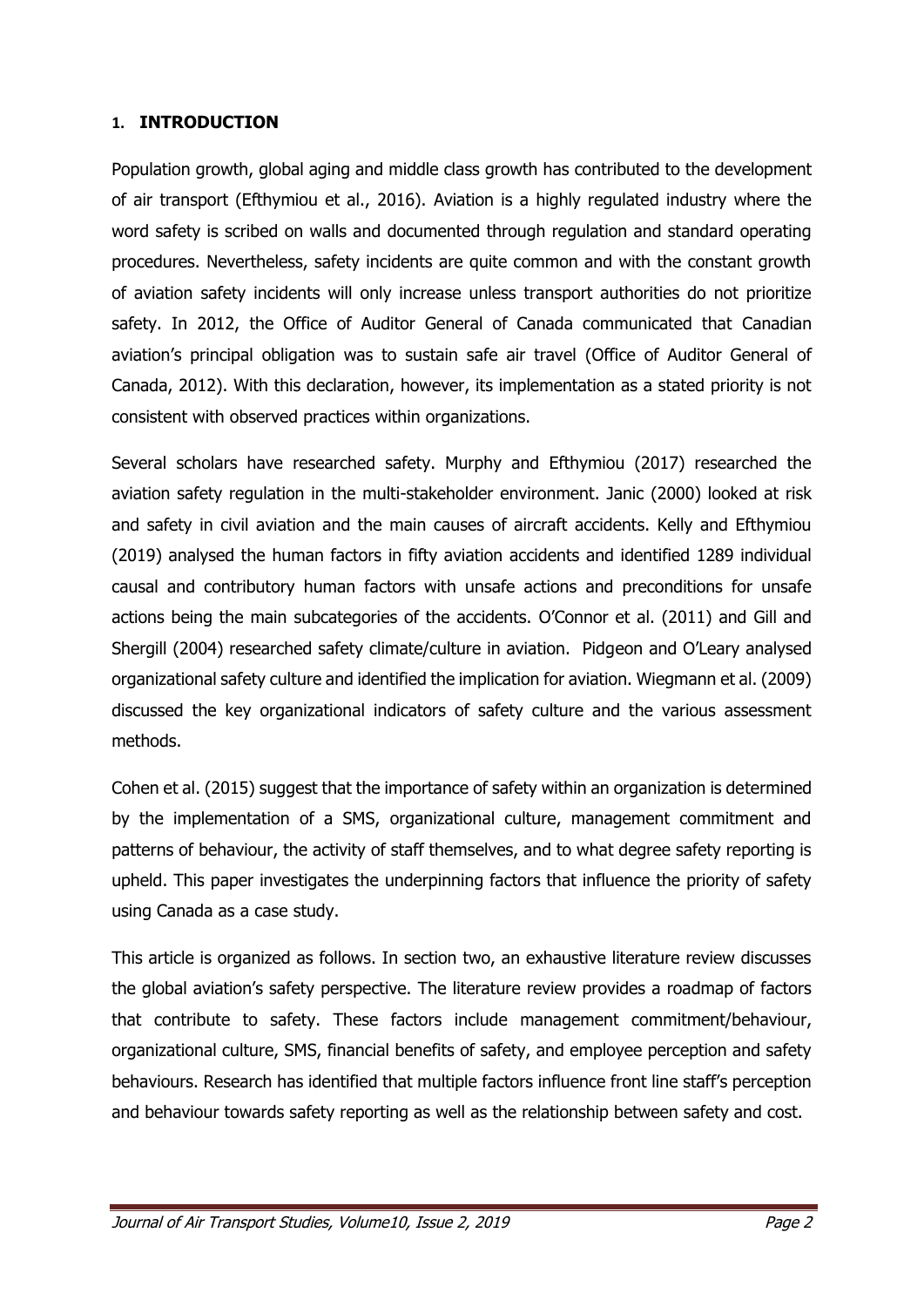## 1. INTRODUCTION

Population growth, global aging and middle class growth has contributed to the development of air transport (Efthymiou et al., 2016). Aviation is a highly regulated industry where the word safety is scribed on walls and documented through regulation and standard operating procedures. Nevertheless, safety incidents are quite common and with the constant growth of aviation safety incidents will only increase unless transport authorities do not prioritize safety. In 2012, the Office of Auditor General of Canada communicated that Canadian aviation's principal obligation was to sustain safe air travel (Office of Auditor General of Canada, 2012). With this declaration, however, its implementation as a stated priority is not consistent with observed practices within organizations.

Several scholars have researched safety. Murphy and Efthymiou (2017) researched the aviation safety regulation in the multi-stakeholder environment. Janic (2000) looked at risk and safety in civil aviation and the main causes of aircraft accidents. Kelly and Efthymiou (2019) analysed the human factors in fifty aviation accidents and identified 1289 individual causal and contributory human factors with unsafe actions and preconditions for unsafe actions being the main subcategories of the accidents. O'Connor et al. (2011) and Gill and Shergill (2004) researched safety climate/culture in aviation. Pidgeon and O'Leary analysed organizational safety culture and identified the implication for aviation. Wiegmann et al. (2009) discussed the key organizational indicators of safety culture and the various assessment methods.

Cohen et al. (2015) suggest that the importance of safety within an organization is determined by the implementation of a SMS, organizational culture, management commitment and patterns of behaviour, the activity of staff themselves, and to what degree safety reporting is upheld. This paper investigates the underpinning factors that influence the priority of safety using Canada as a case study.

This article is organized as follows. In section two, an exhaustive literature review discusses the global aviation's safety perspective. The literature review provides a roadmap of factors that contribute to safety. These factors include management commitment/behaviour, organizational culture, SMS, financial benefits of safety, and employee perception and safety behaviours. Research has identified that multiple factors influence front line staff's perception and behaviour towards safety reporting as well as the relationship between safety and cost.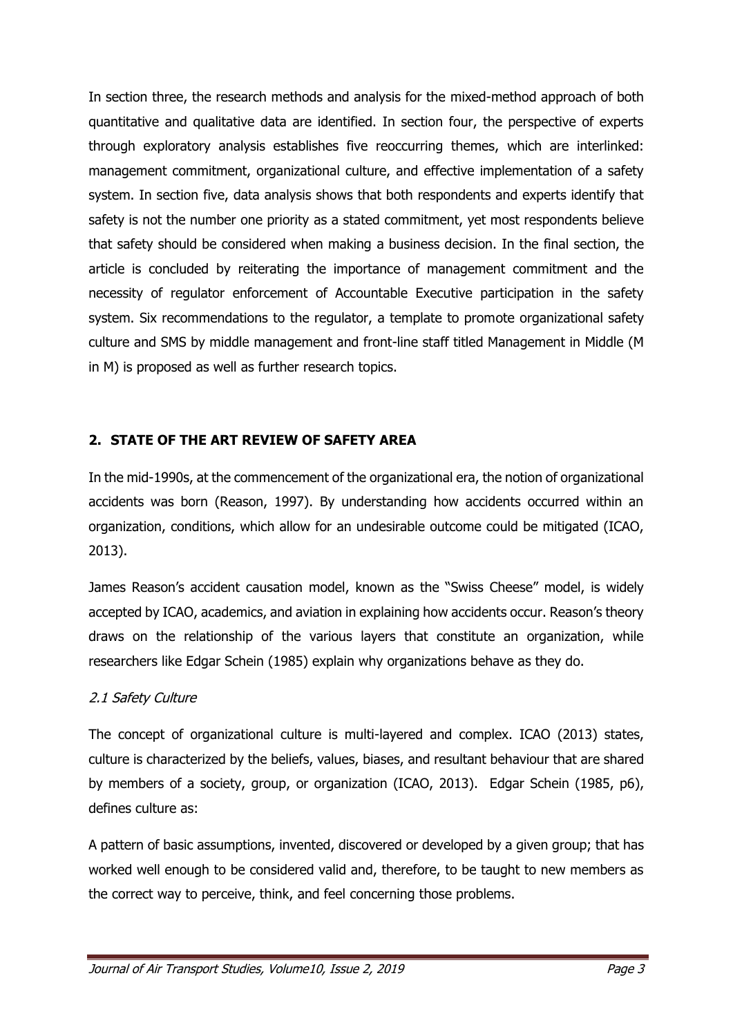In section three, the research methods and analysis for the mixed-method approach of both quantitative and qualitative data are identified. In section four, the perspective of experts through exploratory analysis establishes five reoccurring themes, which are interlinked: management commitment, organizational culture, and effective implementation of a safety system. In section five, data analysis shows that both respondents and experts identify that safety is not the number one priority as a stated commitment, yet most respondents believe that safety should be considered when making a business decision. In the final section, the article is concluded by reiterating the importance of management commitment and the necessity of regulator enforcement of Accountable Executive participation in the safety system. Six recommendations to the regulator, a template to promote organizational safety culture and SMS by middle management and front-line staff titled Management in Middle (M in M) is proposed as well as further research topics.

## 2. STATE OF THE ART REVIEW OF SAFETY AREA

In the mid-1990s, at the commencement of the organizational era, the notion of organizational accidents was born (Reason, 1997). By understanding how accidents occurred within an organization, conditions, which allow for an undesirable outcome could be mitigated (ICAO, 2013).

James Reason's accident causation model, known as the "Swiss Cheese" model, is widely accepted by ICAO, academics, and aviation in explaining how accidents occur. Reason's theory draws on the relationship of the various layers that constitute an organization, while researchers like Edgar Schein (1985) explain why organizations behave as they do.

### *2.1 Safety Culture*

The concept of organizational culture is multi-layered and complex. ICAO (2013) states, culture is characterized by the beliefs, values, biases, and resultant behaviour that are shared by members of a society, group, or organization (ICAO, 2013). Edgar Schein (1985, p6), defines culture as:

A pattern of basic assumptions, invented, discovered or developed by a given group; that has worked well enough to be considered valid and, therefore, to be taught to new members as the correct way to perceive, think, and feel concerning those problems.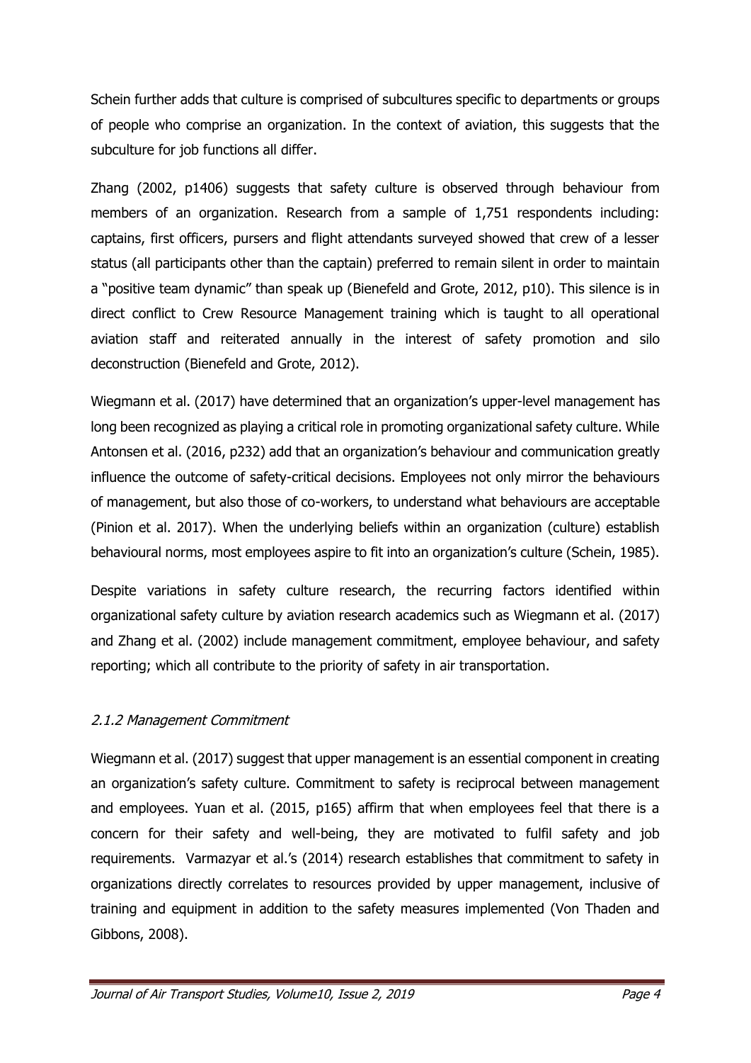Schein further adds that culture is comprised of subcultures specific to departments or groups of people who comprise an organization. In the context of aviation, this suggests that the subculture for job functions all differ.

Zhang (2002, p1406) suggests that safety culture is observed through behaviour from members of an organization. Research from a sample of 1,751 respondents including: captains, first officers, pursers and flight attendants surveyed showed that crew of a lesser status (all participants other than the captain) preferred to remain silent in order to maintain a "positive team dynamic" than speak up (Bienefeld and Grote, 2012, p10). This silence is in direct conflict to Crew Resource Management training which is taught to all operational aviation staff and reiterated annually in the interest of safety promotion and silo deconstruction (Bienefeld and Grote, 2012).

Wiegmann et al. (2017) have determined that an organization's upper-level management has long been recognized as playing a critical role in promoting organizational safety culture. While Antonsen et al. (2016, p232) add that an organization's behaviour and communication greatly influence the outcome of safety-critical decisions. Employees not only mirror the behaviours of management, but also those of co-workers, to understand what behaviours are acceptable (Pinion et al. 2017). When the underlying beliefs within an organization (culture) establish behavioural norms, most employees aspire to fit into an organization's culture (Schein, 1985).

Despite variations in safety culture research, the recurring factors identified within organizational safety culture by aviation research academics such as Wiegmann et al. (2017) and Zhang et al. (2002) include management commitment, employee behaviour, and safety reporting; which all contribute to the priority of safety in air transportation.

### *2.1.2 Management Commitment*

Wiegmann et al. (2017) suggest that upper management is an essential component in creating an organization's safety culture. Commitment to safety is reciprocal between management and employees. Yuan et al. (2015, p165) affirm that when employees feel that there is a concern for their safety and well-being, they are motivated to fulfil safety and job requirements. Varmazyar et al.'s (2014) research establishes that commitment to safety in organizations directly correlates to resources provided by upper management, inclusive of training and equipment in addition to the safety measures implemented (Von Thaden and Gibbons, 2008).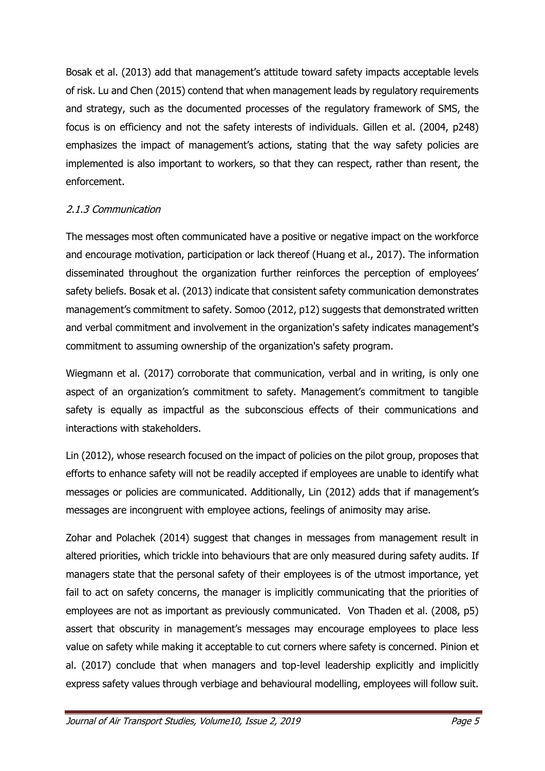Bosak et al. (2013) add that management's attitude toward safety impacts acceptable levels of risk. Lu and Chen (2015) contend that when management leads by regulatory requirements and strategy, such as the documented processes of the regulatory framework of SMS, the focus is on efficiency and not the safety interests of individuals. Gillen et al. (2004, p248) emphasizes the impact of management's actions, stating that the way safety policies are implemented is also important to workers, so that they can respect, rather than resent, the enforcement.

### *2.1.3 Communication*

The messages most often communicated have a positive or negative impact on the workforce and encourage motivation, participation or lack thereof (Huang et al., 2017). The information disseminated throughout the organization further reinforces the perception of employees' safety beliefs. Bosak et al. (2013) indicate that consistent safety communication demonstrates management's commitment to safety. Somoo (2012, p12) suggests that demonstrated written and verbal commitment and involvement in the organization's safety indicates management's commitment to assuming ownership of the organization's safety program.

Wiegmann et al. (2017) corroborate that communication, verbal and in writing, is only one aspect of an organization's commitment to safety. Management's commitment to tangible safety is equally as impactful as the subconscious effects of their communications and interactions with stakeholders.

Lin (2012), whose research focused on the impact of policies on the pilot group, proposes that efforts to enhance safety will not be readily accepted if employees are unable to identify what messages or policies are communicated. Additionally, Lin (2012) adds that if management's messages are incongruent with employee actions, feelings of animosity may arise.

Zohar and Polachek (2014) suggest that changes in messages from management result in altered priorities, which trickle into behaviours that are only measured during safety audits. If managers state that the personal safety of their employees is of the utmost importance, yet fail to act on safety concerns, the manager is implicitly communicating that the priorities of employees are not as important as previously communicated. Von Thaden et al. (2008, p5) assert that obscurity in management's messages may encourage employees to place less value on safety while making it acceptable to cut corners where safety is concerned. Pinion et al. (2017) conclude that when managers and top-level leadership explicitly and implicitly express safety values through verbiage and behavioural modelling, employees will follow suit.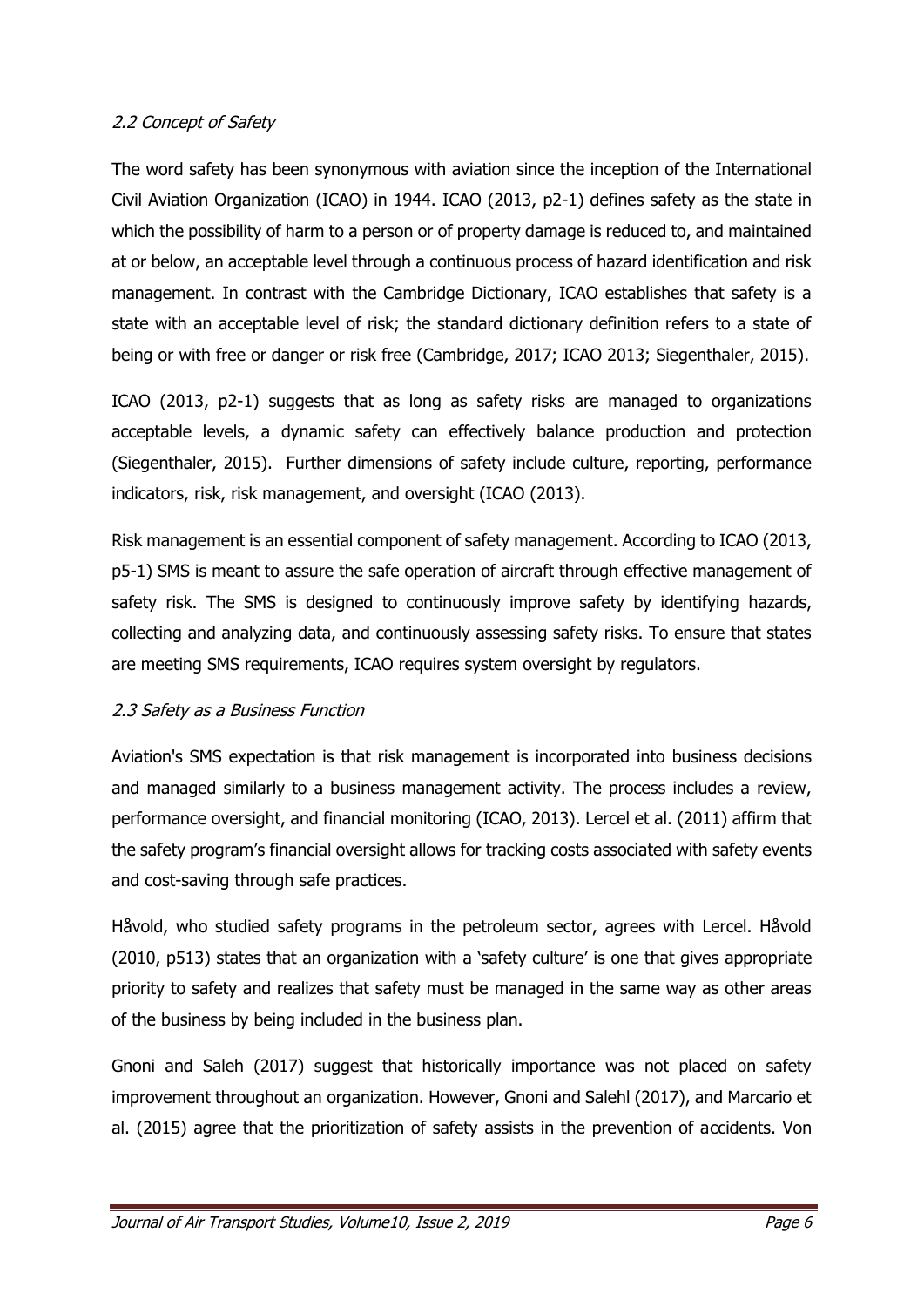### *2.2 Concept of Safety*

The word safety has been synonymous with aviation since the inception of the International Civil Aviation Organization (ICAO) in 1944. ICAO (2013, p2-1) defines safety as the state in which the possibility of harm to a person or of property damage is reduced to, and maintained at or below, an acceptable level through a continuous process of hazard identification and risk management. In contrast with the Cambridge Dictionary, ICAO establishes that safety is a state with an acceptable level of risk; the standard dictionary definition refers to a state of being or with free or danger or risk free (Cambridge, 2017; ICAO 2013; Siegenthaler, 2015).

ICAO (2013, p2-1) suggests that as long as safety risks are managed to organizations acceptable levels, a dynamic safety can effectively balance production and protection (Siegenthaler, 2015). Further dimensions of safety include culture, reporting, performance indicators, risk, risk management, and oversight (ICAO (2013).

Risk management is an essential component of safety management. According to ICAO (2013, p5-1) SMS is meant to assure the safe operation of aircraft through effective management of safety risk. The SMS is designed to continuously improve safety by identifying hazards, collecting and analyzing data, and continuously assessing safety risks. To ensure that states are meeting SMS requirements, ICAO requires system oversight by regulators.

### *2.3 Safety as a Business Function*

Aviation's SMS expectation is that risk management is incorporated into business decisions and managed similarly to a business management activity. The process includes a review, performance oversight, and financial monitoring (ICAO, 2013). Lercel et al. (2011) affirm that the safety program's financial oversight allows for tracking costs associated with safety events and cost-saving through safe practices.

Håvold, who studied safety programs in the petroleum sector, agrees with Lercel. Håvold (2010, p513) states that an organization with a 'safety culture' is one that gives appropriate priority to safety and realizes that safety must be managed in the same way as other areas of the business by being included in the business plan.

Gnoni and Saleh (2017) suggest that historically importance was not placed on safety improvement throughout an organization. However, Gnoni and Salehl (2017), and Marcario et al. (2015) agree that the prioritization of safety assists in the prevention of accidents. Von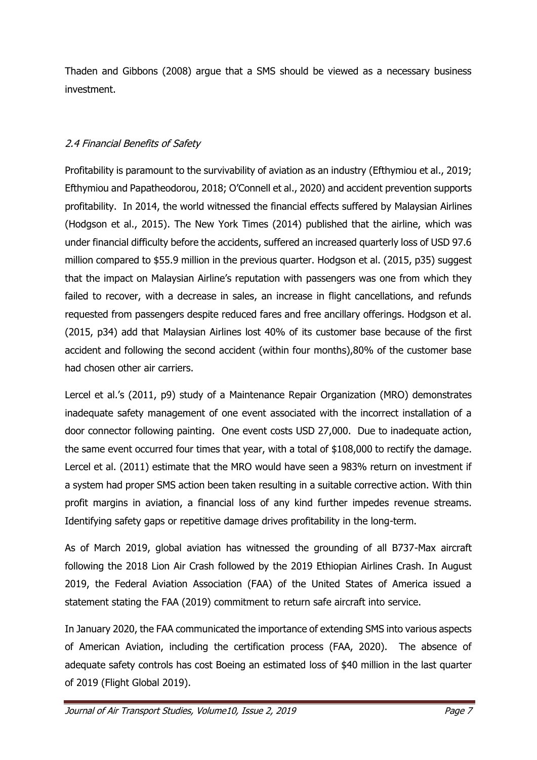Thaden and Gibbons (2008) argue that a SMS should be viewed as a necessary business investment.

### *2.4 Financial Benefits of Safety*

Profitability is paramount to the survivability of aviation as an industry (Efthymiou et al., 2019; Efthymiou and Papatheodorou, 2018; O'Connell et al., 2020) and accident prevention supports profitability. In 2014, the world witnessed the financial effects suffered by Malaysian Airlines (Hodgson et al., 2015). The New York Times (2014) published that the airline, which was under financial difficulty before the accidents, suffered an increased quarterly loss of USD 97.6 million compared to $55.9 million in the previous quarter. Hodgson et al. (2015, p35) suggest that the impact on Malaysian Airline's reputation with passengers was one from which they failed to recover, with a decrease in sales, an increase in flight cancellations, and refunds requested from passengers despite reduced fares and free ancillary offerings. Hodgson et al. (2015, p34) add that Malaysian Airlines lost 40% of its customer base because of the first accident and following the second accident (within four months),80% of the customer base had chosen other air carriers.

Lercel et al.'s (2011, p9) study of a Maintenance Repair Organization (MRO) demonstrates inadequate safety management of one event associated with the incorrect installation of a door connector following painting. One event costs USD 27,000. Due to inadequate action, the same event occurred four times that year, with a total of $108,000 to rectify the damage. Lercel et al. (2011) estimate that the MRO would have seen a 983% return on investment if a system had proper SMS action been taken resulting in a suitable corrective action. With thin profit margins in aviation, a financial loss of any kind further impedes revenue streams. Identifying safety gaps or repetitive damage drives profitability in the long-term.

As of March 2019, global aviation has witnessed the grounding of all B737-Max aircraft following the 2018 Lion Air Crash followed by the 2019 Ethiopian Airlines Crash. In August 2019, the Federal Aviation Association (FAA) of the United States of America issued a statement stating the FAA (2019) commitment to return safe aircraft into service.

In January 2020, the FAA communicated the importance of extending SMS into various aspects of American Aviation, including the certification process (FAA, 2020). The absence of adequate safety controls has cost Boeing an estimated loss of $40 million in the last quarter of 2019 (Flight Global 2019).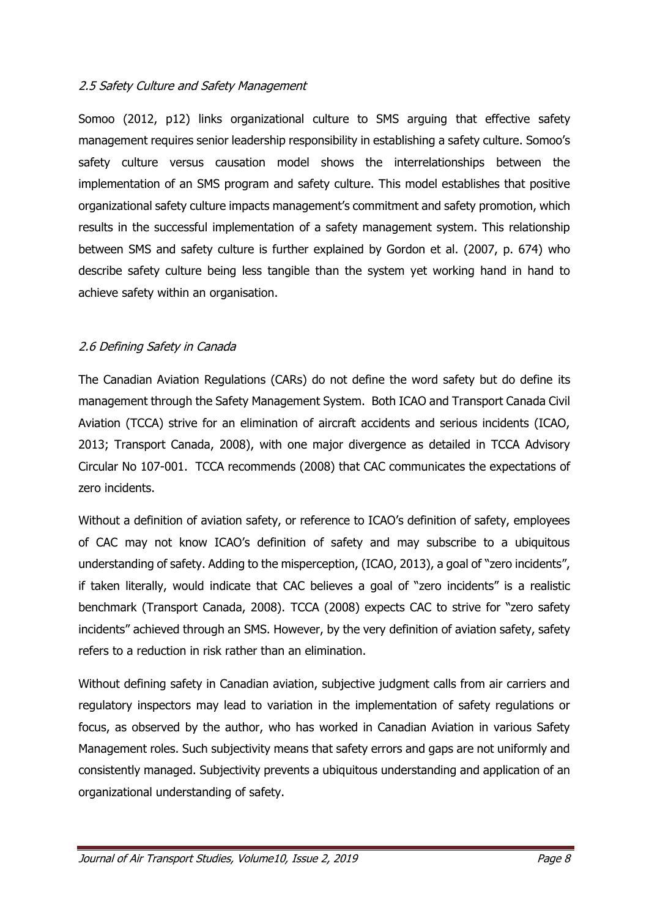### *2.5 Safety Culture and Safety Management*

Somoo (2012, p12) links organizational culture to SMS arguing that effective safety management requires senior leadership responsibility in establishing a safety culture. Somoo's safety culture versus causation model shows the interrelationships between the implementation of an SMS program and safety culture. This model establishes that positive organizational safety culture impacts management's commitment and safety promotion, which results in the successful implementation of a safety management system. This relationship between SMS and safety culture is further explained by Gordon et al. (2007, p. 674) who describe safety culture being less tangible than the system yet working hand in hand to achieve safety within an organisation.

### *2.6 Defining Safety in Canada*

The Canadian Aviation Regulations (CARs) do not define the word safety but do define its management through the Safety Management System. Both ICAO and Transport Canada Civil Aviation (TCCA) strive for an elimination of aircraft accidents and serious incidents (ICAO, 2013; Transport Canada, 2008), with one major divergence as detailed in TCCA Advisory Circular No 107-001. TCCA recommends (2008) that CAC communicates the expectations of zero incidents.

Without a definition of aviation safety, or reference to ICAO's definition of safety, employees of CAC may not know ICAO's definition of safety and may subscribe to a ubiquitous understanding of safety. Adding to the misperception, (ICAO, 2013), a goal of "zero incidents", if taken literally, would indicate that CAC believes a goal of "zero incidents" is a realistic benchmark (Transport Canada, 2008). TCCA (2008) expects CAC to strive for "zero safety incidents" achieved through an SMS. However, by the very definition of aviation safety, safety refers to a reduction in risk rather than an elimination.

Without defining safety in Canadian aviation, subjective judgment calls from air carriers and regulatory inspectors may lead to variation in the implementation of safety regulations or focus, as observed by the author, who has worked in Canadian Aviation in various Safety Management roles. Such subjectivity means that safety errors and gaps are not uniformly and consistently managed. Subjectivity prevents a ubiquitous understanding and application of an organizational understanding of safety.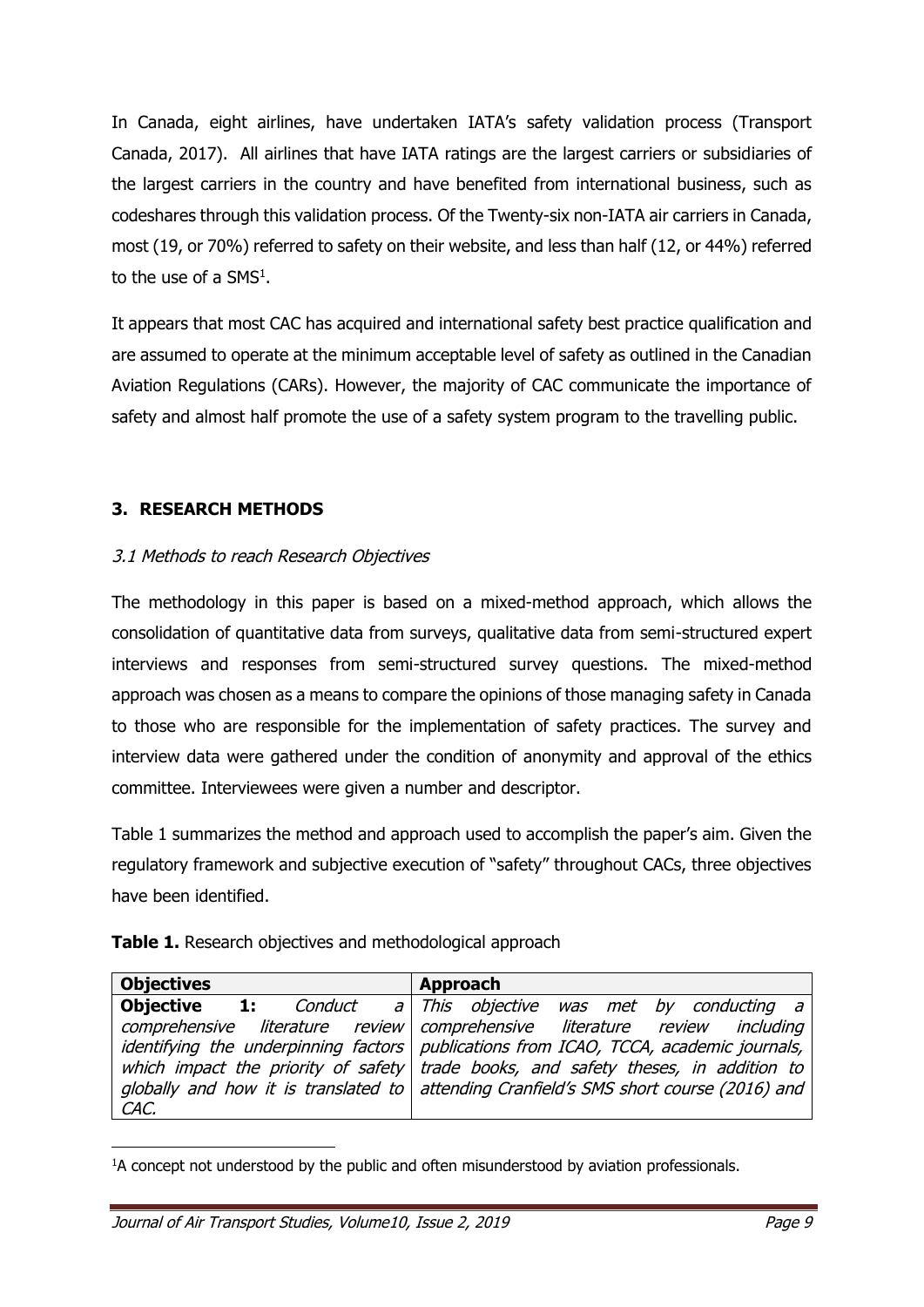In Canada, eight airlines, have undertaken IATA's safety validation process (Transport Canada, 2017). All airlines that have IATA ratings are the largest carriers or subsidiaries of the largest carriers in the country and have benefited from international business, such as codeshares through this validation process. Of the Twenty-six non-IATA air carriers in Canada, most (19, or 70%) referred to safety on their website, and less than half (12, or 44%) referred to the use of a SMS[1].

It appears that most CAC has acquired and international safety best practice qualification and are assumed to operate at the minimum acceptable level of safety as outlined in the Canadian Aviation Regulations (CARs). However, the majority of CAC communicate the importance of safety and almost half promote the use of a safety system program to the travelling public.

## 3. RESEARCH METHODS

### *3.1 Methods to reach Research Objectives*

The methodology in this paper is based on a mixed-method approach, which allows the consolidation of quantitative data from surveys, qualitative data from semi-structured expert interviews and responses from semi-structured survey questions. The mixed-method approach was chosen as a means to compare the opinions of those managing safety in Canada to those who are responsible for the implementation of safety practices. The survey and interview data were gathered under the condition of anonymity and approval of the ethics committee. Interviewees were given a number and descriptor.

Table 1 summarizes the method and approach used to accomplish the paper's aim. Given the regulatory framework and subjective execution of "safety" throughout CACs, three objectives have been identified.

**Table 1.** Research objectives and methodological approach

| **Objectives** | **Approach** |
|---|---|
| **Objective 1:** *Conduct a comprehensive literature review identifying the underpinning factors which impact the priority of safety globally and how it is translated to CAC.* | *This objective was met by conducting a comprehensive literature review including publications from ICAO, TCCA, academic journals, trade books, and safety theses, in addition to attending Cranfield's SMS short course (2016) and* |

[1] A concept not understood by the public and often misunderstood by aviation professionals.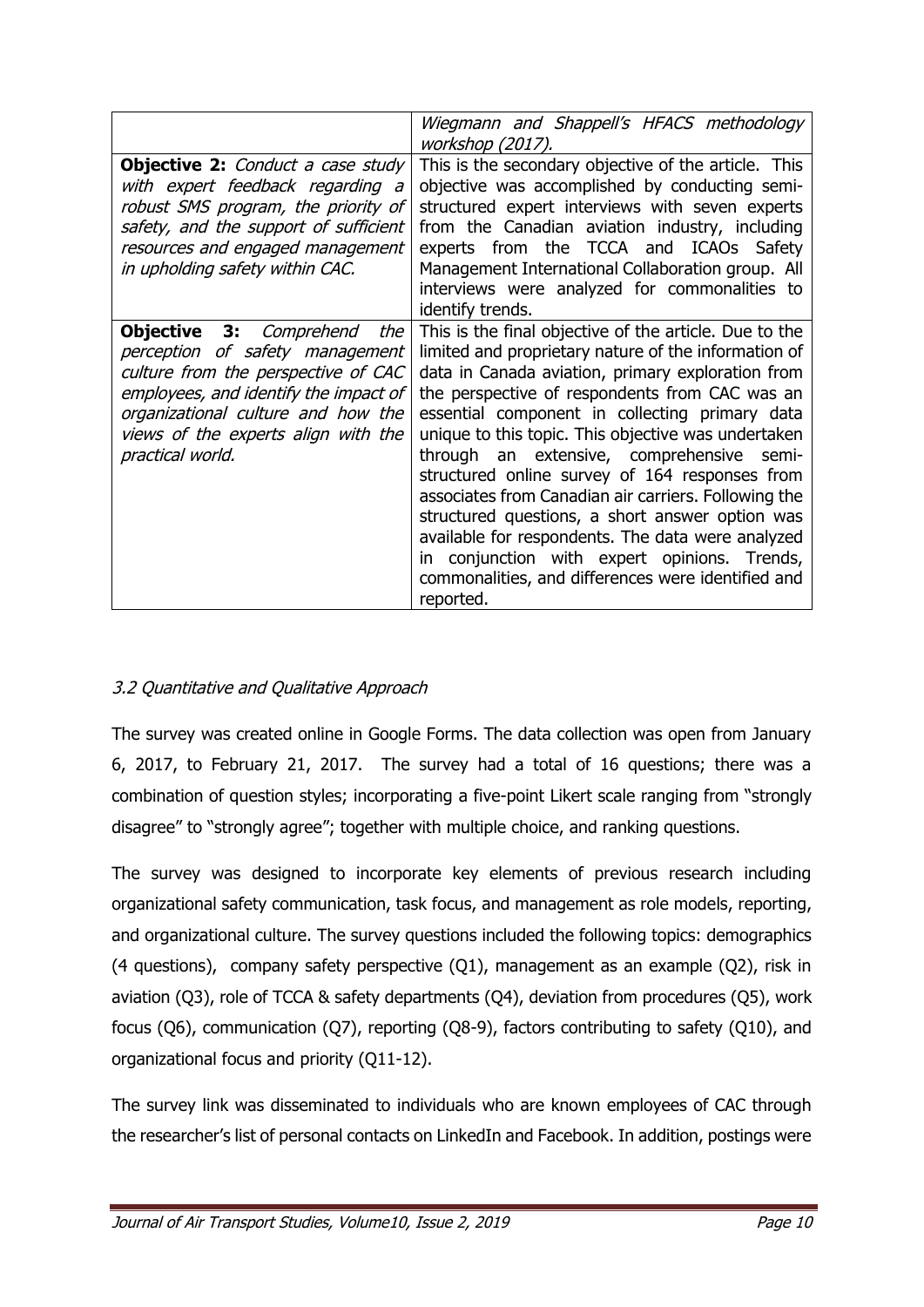| | |
|---|---|
| | *Wiegmann and Shappell's HFACS methodology workshop (2017).* |
| **Objective 2:** *Conduct a case study with expert feedback regarding a robust SMS program, the priority of safety, and the support of sufficient resources and engaged management in upholding safety within CAC.* | This is the secondary objective of the article. This objective was accomplished by conducting semi-structured expert interviews with seven experts from the Canadian aviation industry, including experts from the TCCA and ICAOs Safety Management International Collaboration group. All interviews were analyzed for commonalities to identify trends. |
| **Objective 3:** *Comprehend the perception of safety management culture from the perspective of CAC employees, and identify the impact of organizational culture and how the views of the experts align with the practical world.* | This is the final objective of the article. Due to the limited and proprietary nature of the information of data in Canada aviation, primary exploration from the perspective of respondents from CAC was an essential component in collecting primary data unique to this topic. This objective was undertaken through an extensive, comprehensive semi-structured online survey of 164 responses from associates from Canadian air carriers. Following the structured questions, a short answer option was available for respondents. The data were analyzed in conjunction with expert opinions. Trends, commonalities, and differences were identified and reported. |

### *3.2 Quantitative and Qualitative Approach*

The survey was created online in Google Forms. The data collection was open from January 6, 2017, to February 21, 2017. The survey had a total of 16 questions; there was a combination of question styles; incorporating a five-point Likert scale ranging from "strongly disagree" to "strongly agree"; together with multiple choice, and ranking questions.

The survey was designed to incorporate key elements of previous research including organizational safety communication, task focus, and management as role models, reporting, and organizational culture. The survey questions included the following topics: demographics (4 questions), company safety perspective (Q1), management as an example (Q2), risk in aviation (Q3), role of TCCA & safety departments (Q4), deviation from procedures (Q5), work focus (Q6), communication (Q7), reporting (Q8-9), factors contributing to safety (Q10), and organizational focus and priority (Q11-12).

The survey link was disseminated to individuals who are known employees of CAC through the researcher's list of personal contacts on LinkedIn and Facebook. In addition, postings were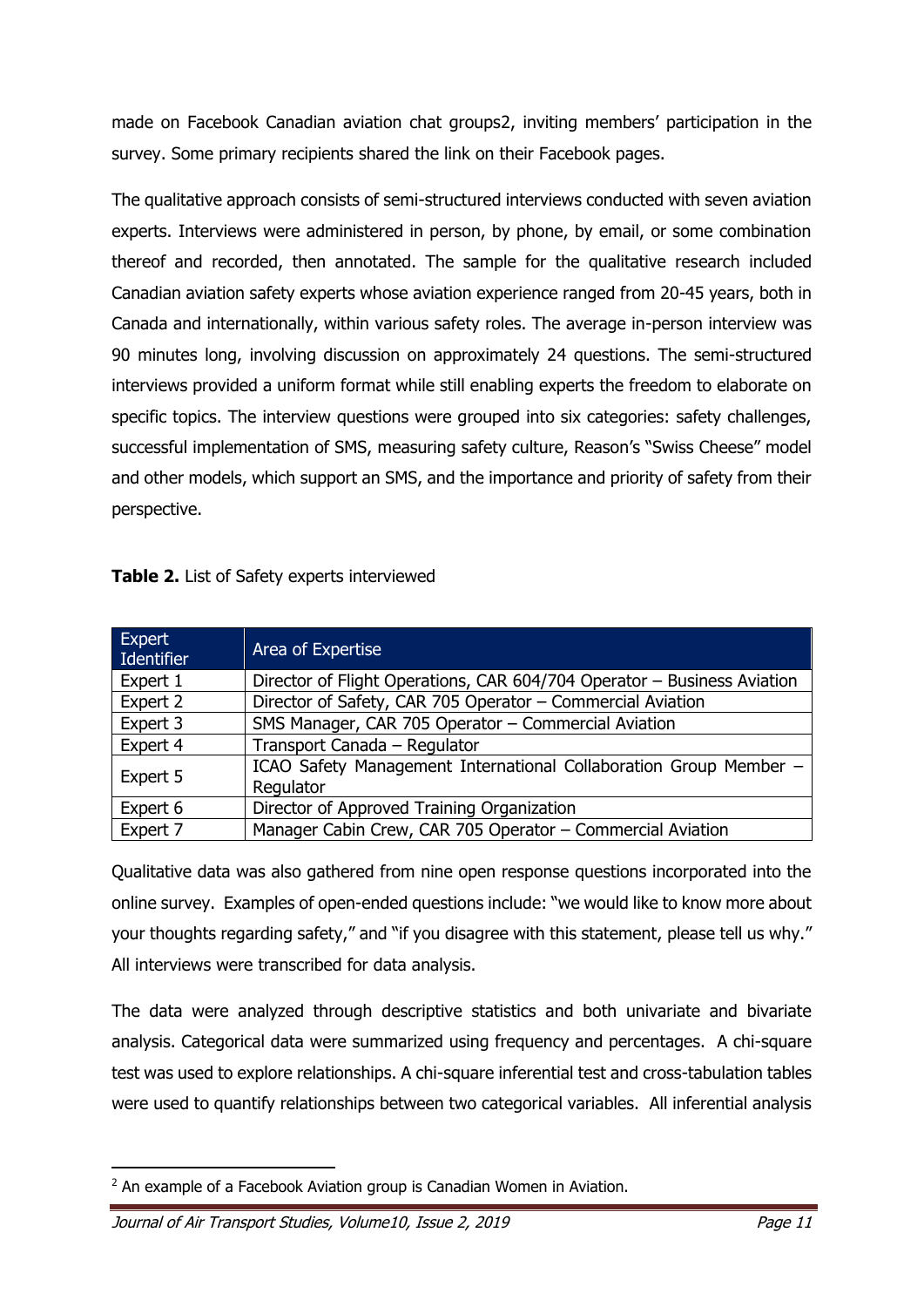made on Facebook Canadian aviation chat groups[2], inviting members' participation in the survey. Some primary recipients shared the link on their Facebook pages.

The qualitative approach consists of semi-structured interviews conducted with seven aviation experts. Interviews were administered in person, by phone, by email, or some combination thereof and recorded, then annotated. The sample for the qualitative research included Canadian aviation safety experts whose aviation experience ranged from 20-45 years, both in Canada and internationally, within various safety roles. The average in-person interview was 90 minutes long, involving discussion on approximately 24 questions. The semi-structured interviews provided a uniform format while still enabling experts the freedom to elaborate on specific topics. The interview questions were grouped into six categories: safety challenges, successful implementation of SMS, measuring safety culture, Reason's "Swiss Cheese" model and other models, which support an SMS, and the importance and priority of safety from their perspective.

**Table 2.** List of Safety experts interviewed

| Expert Identifier | Area of Expertise |
|---|---|
| Expert 1 | Director of Flight Operations, CAR 604/704 Operator – Business Aviation |
| Expert 2 | Director of Safety, CAR 705 Operator – Commercial Aviation |
| Expert 3 | SMS Manager, CAR 705 Operator – Commercial Aviation |
| Expert 4 | Transport Canada – Regulator |
| Expert 5 | ICAO Safety Management International Collaboration Group Member – Regulator |
| Expert 6 | Director of Approved Training Organization |
| Expert 7 | Manager Cabin Crew, CAR 705 Operator – Commercial Aviation |

Qualitative data was also gathered from nine open response questions incorporated into the online survey. Examples of open-ended questions include: "we would like to know more about your thoughts regarding safety," and "if you disagree with this statement, please tell us why." All interviews were transcribed for data analysis.

The data were analyzed through descriptive statistics and both univariate and bivariate analysis. Categorical data were summarized using frequency and percentages. A chi-square test was used to explore relationships. A chi-square inferential test and cross-tabulation tables were used to quantify relationships between two categorical variables. All inferential analysis

[2] An example of a Facebook Aviation group is Canadian Women in Aviation.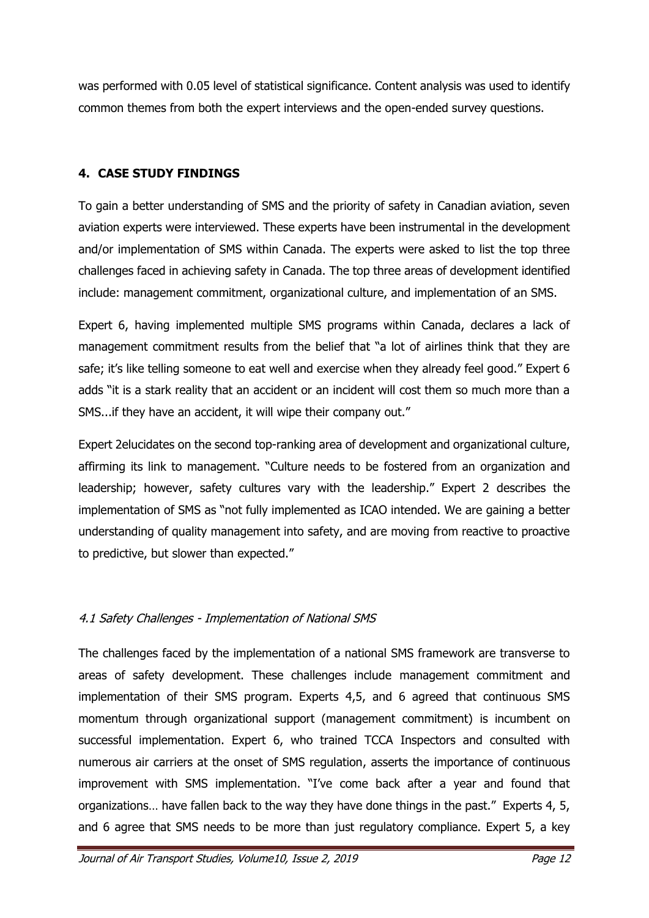was performed with 0.05 level of statistical significance. Content analysis was used to identify common themes from both the expert interviews and the open-ended survey questions.

## 4. CASE STUDY FINDINGS

To gain a better understanding of SMS and the priority of safety in Canadian aviation, seven aviation experts were interviewed. These experts have been instrumental in the development and/or implementation of SMS within Canada. The experts were asked to list the top three challenges faced in achieving safety in Canada. The top three areas of development identified include: management commitment, organizational culture, and implementation of an SMS.

Expert 6, having implemented multiple SMS programs within Canada, declares a lack of management commitment results from the belief that "a lot of airlines think that they are safe; it's like telling someone to eat well and exercise when they already feel good." Expert 6 adds "it is a stark reality that an accident or an incident will cost them so much more than a SMS...if they have an accident, it will wipe their company out."

Expert 2elucidates on the second top-ranking area of development and organizational culture, affirming its link to management. "Culture needs to be fostered from an organization and leadership; however, safety cultures vary with the leadership." Expert 2 describes the implementation of SMS as "not fully implemented as ICAO intended. We are gaining a better understanding of quality management into safety, and are moving from reactive to proactive to predictive, but slower than expected."

### *4.1 Safety Challenges - Implementation of National SMS*

The challenges faced by the implementation of a national SMS framework are transverse to areas of safety development. These challenges include management commitment and implementation of their SMS program. Experts 4,5, and 6 agreed that continuous SMS momentum through organizational support (management commitment) is incumbent on successful implementation. Expert 6, who trained TCCA Inspectors and consulted with numerous air carriers at the onset of SMS regulation, asserts the importance of continuous improvement with SMS implementation. "I've come back after a year and found that organizations… have fallen back to the way they have done things in the past." Experts 4, 5, and 6 agree that SMS needs to be more than just regulatory compliance. Expert 5, a key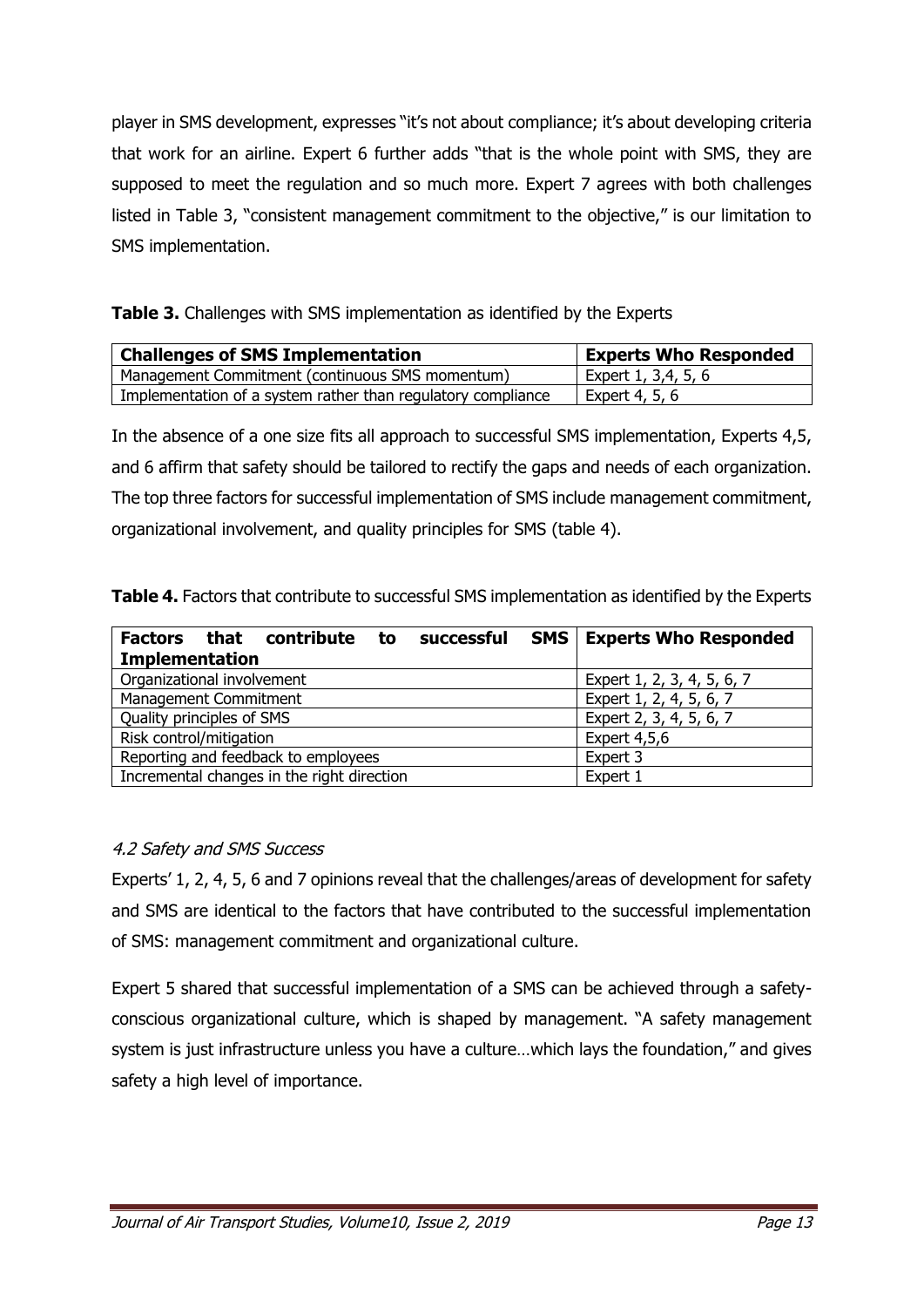player in SMS development, expresses "it's not about compliance; it's about developing criteria that work for an airline. Expert 6 further adds "that is the whole point with SMS, they are supposed to meet the regulation and so much more. Expert 7 agrees with both challenges listed in Table 3, "consistent management commitment to the objective," is our limitation to SMS implementation.

**Table 3.** Challenges with SMS implementation as identified by the Experts

| Challenges of SMS Implementation | Experts Who Responded |
| --- | --- |
| Management Commitment (continuous SMS momentum) | Expert 1, 3,4, 5, 6 |
| Implementation of a system rather than regulatory compliance | Expert 4, 5, 6 |

In the absence of a one size fits all approach to successful SMS implementation, Experts 4,5, and 6 affirm that safety should be tailored to rectify the gaps and needs of each organization. The top three factors for successful implementation of SMS include management commitment, organizational involvement, and quality principles for SMS (table 4).

**Table 4.** Factors that contribute to successful SMS implementation as identified by the Experts

| Factors that contribute to successful SMS Implementation | Experts Who Responded |
| --- | --- |
| Organizational involvement | Expert 1, 2, 3, 4, 5, 6, 7 |
| Management Commitment | Expert 1, 2, 4, 5, 6, 7 |
| Quality principles of SMS | Expert 2, 3, 4, 5, 6, 7 |
| Risk control/mitigation | Expert 4,5,6 |
| Reporting and feedback to employees | Expert 3 |
| Incremental changes in the right direction | Expert 1 |

### *4.2 Safety and SMS Success*

Experts' 1, 2, 4, 5, 6 and 7 opinions reveal that the challenges/areas of development for safety and SMS are identical to the factors that have contributed to the successful implementation of SMS: management commitment and organizational culture.

Expert 5 shared that successful implementation of a SMS can be achieved through a safety-conscious organizational culture, which is shaped by management. "A safety management system is just infrastructure unless you have a culture…which lays the foundation," and gives safety a high level of importance.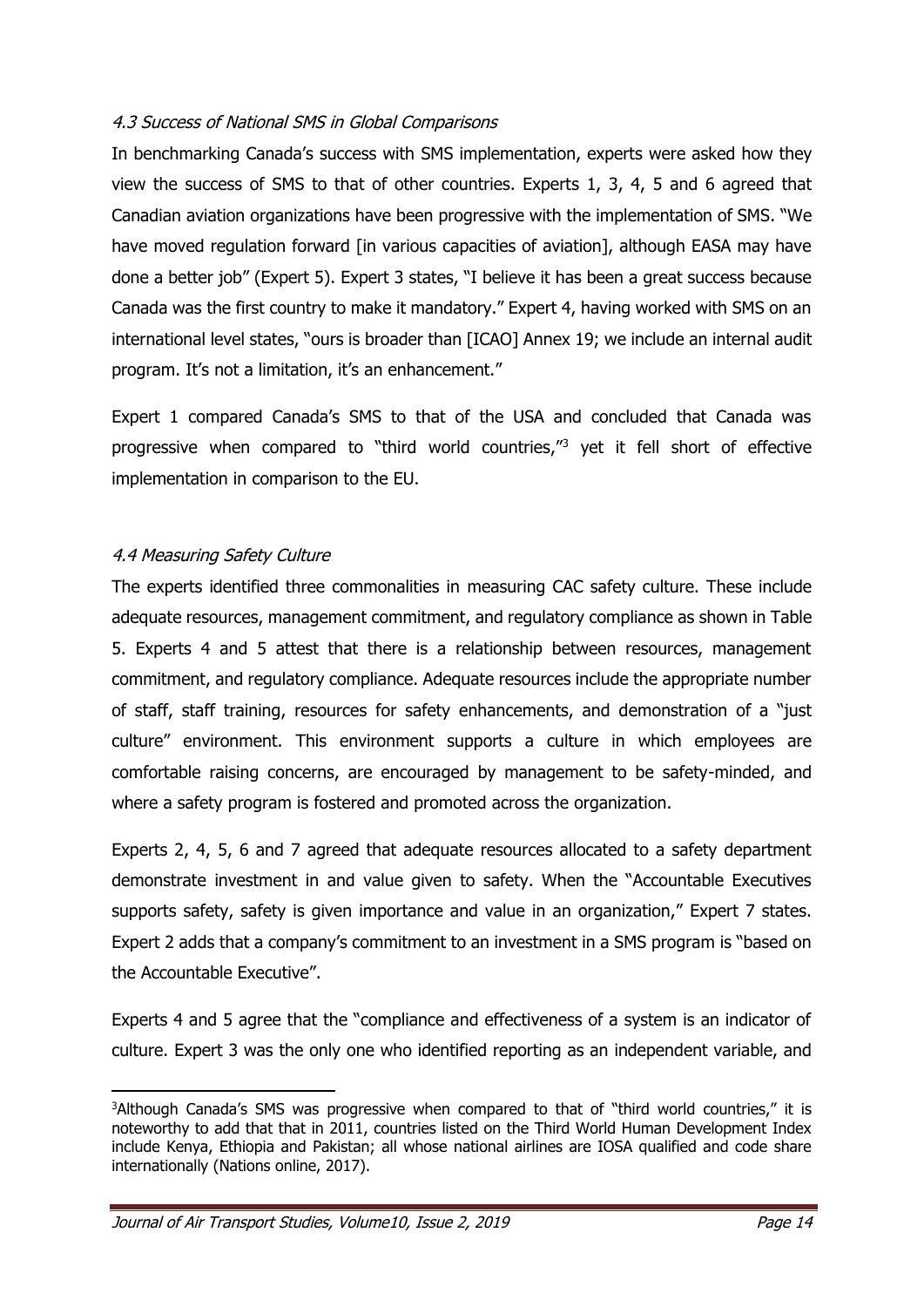### *4.3 Success of National SMS in Global Comparisons*

In benchmarking Canada's success with SMS implementation, experts were asked how they view the success of SMS to that of other countries. Experts 1, 3, 4, 5 and 6 agreed that Canadian aviation organizations have been progressive with the implementation of SMS. "We have moved regulation forward [in various capacities of aviation], although EASA may have done a better job" (Expert 5). Expert 3 states, "I believe it has been a great success because Canada was the first country to make it mandatory." Expert 4, having worked with SMS on an international level states, "ours is broader than [ICAO] Annex 19; we include an internal audit program. It's not a limitation, it's an enhancement."

Expert 1 compared Canada's SMS to that of the USA and concluded that Canada was progressive when compared to "third world countries,"[3] yet it fell short of effective implementation in comparison to the EU.

### *4.4 Measuring Safety Culture*

The experts identified three commonalities in measuring CAC safety culture. These include adequate resources, management commitment, and regulatory compliance as shown in Table 5. Experts 4 and 5 attest that there is a relationship between resources, management commitment, and regulatory compliance. Adequate resources include the appropriate number of staff, staff training, resources for safety enhancements, and demonstration of a "just culture" environment. This environment supports a culture in which employees are comfortable raising concerns, are encouraged by management to be safety-minded, and where a safety program is fostered and promoted across the organization.

Experts 2, 4, 5, 6 and 7 agreed that adequate resources allocated to a safety department demonstrate investment in and value given to safety. When the "Accountable Executives supports safety, safety is given importance and value in an organization," Expert 7 states. Expert 2 adds that a company's commitment to an investment in a SMS program is "based on the Accountable Executive".

Experts 4 and 5 agree that the "compliance and effectiveness of a system is an indicator of culture. Expert 3 was the only one who identified reporting as an independent variable, and

---

[3]Although Canada's SMS was progressive when compared to that of "third world countries," it is noteworthy to add that that in 2011, countries listed on the Third World Human Development Index include Kenya, Ethiopia and Pakistan; all whose national airlines are IOSA qualified and code share internationally (Nations online, 2017).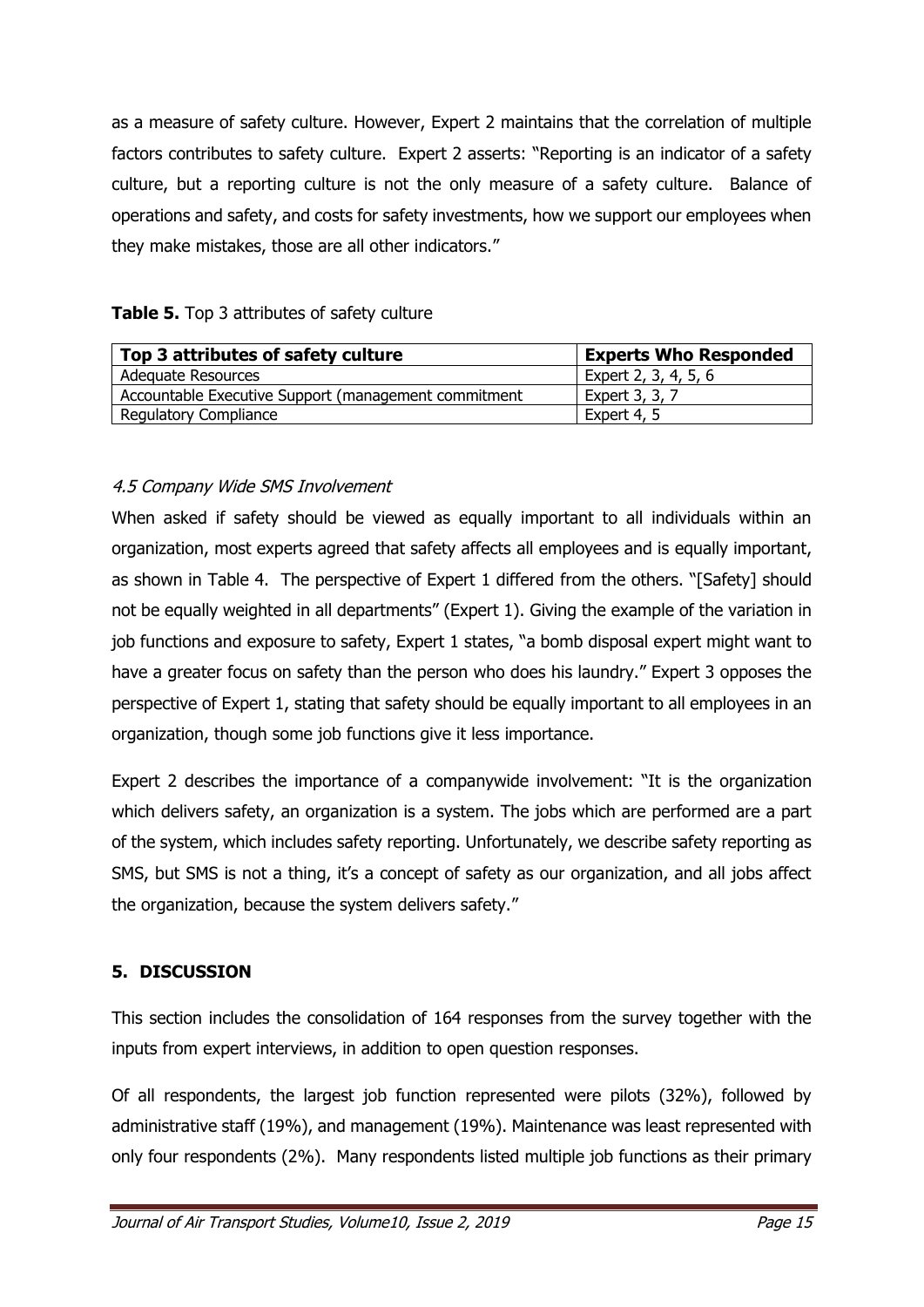as a measure of safety culture. However, Expert 2 maintains that the correlation of multiple factors contributes to safety culture. Expert 2 asserts: "Reporting is an indicator of a safety culture, but a reporting culture is not the only measure of a safety culture. Balance of operations and safety, and costs for safety investments, how we support our employees when they make mistakes, those are all other indicators."

**Table 5.** Top 3 attributes of safety culture

| Top 3 attributes of safety culture | Experts Who Responded |
|---|---|
| Adequate Resources | Expert 2, 3, 4, 5, 6 |
| Accountable Executive Support (management commitment | Expert 3, 3, 7 |
| Regulatory Compliance | Expert 4, 5 |

### *4.5 Company Wide SMS Involvement*

When asked if safety should be viewed as equally important to all individuals within an organization, most experts agreed that safety affects all employees and is equally important, as shown in Table 4. The perspective of Expert 1 differed from the others. "[Safety] should not be equally weighted in all departments" (Expert 1). Giving the example of the variation in job functions and exposure to safety, Expert 1 states, "a bomb disposal expert might want to have a greater focus on safety than the person who does his laundry." Expert 3 opposes the perspective of Expert 1, stating that safety should be equally important to all employees in an organization, though some job functions give it less importance.

Expert 2 describes the importance of a companywide involvement: "It is the organization which delivers safety, an organization is a system. The jobs which are performed are a part of the system, which includes safety reporting. Unfortunately, we describe safety reporting as SMS, but SMS is not a thing, it's a concept of safety as our organization, and all jobs affect the organization, because the system delivers safety."

## 5. DISCUSSION

This section includes the consolidation of 164 responses from the survey together with the inputs from expert interviews, in addition to open question responses.

Of all respondents, the largest job function represented were pilots (32%), followed by administrative staff (19%), and management (19%). Maintenance was least represented with only four respondents (2%). Many respondents listed multiple job functions as their primary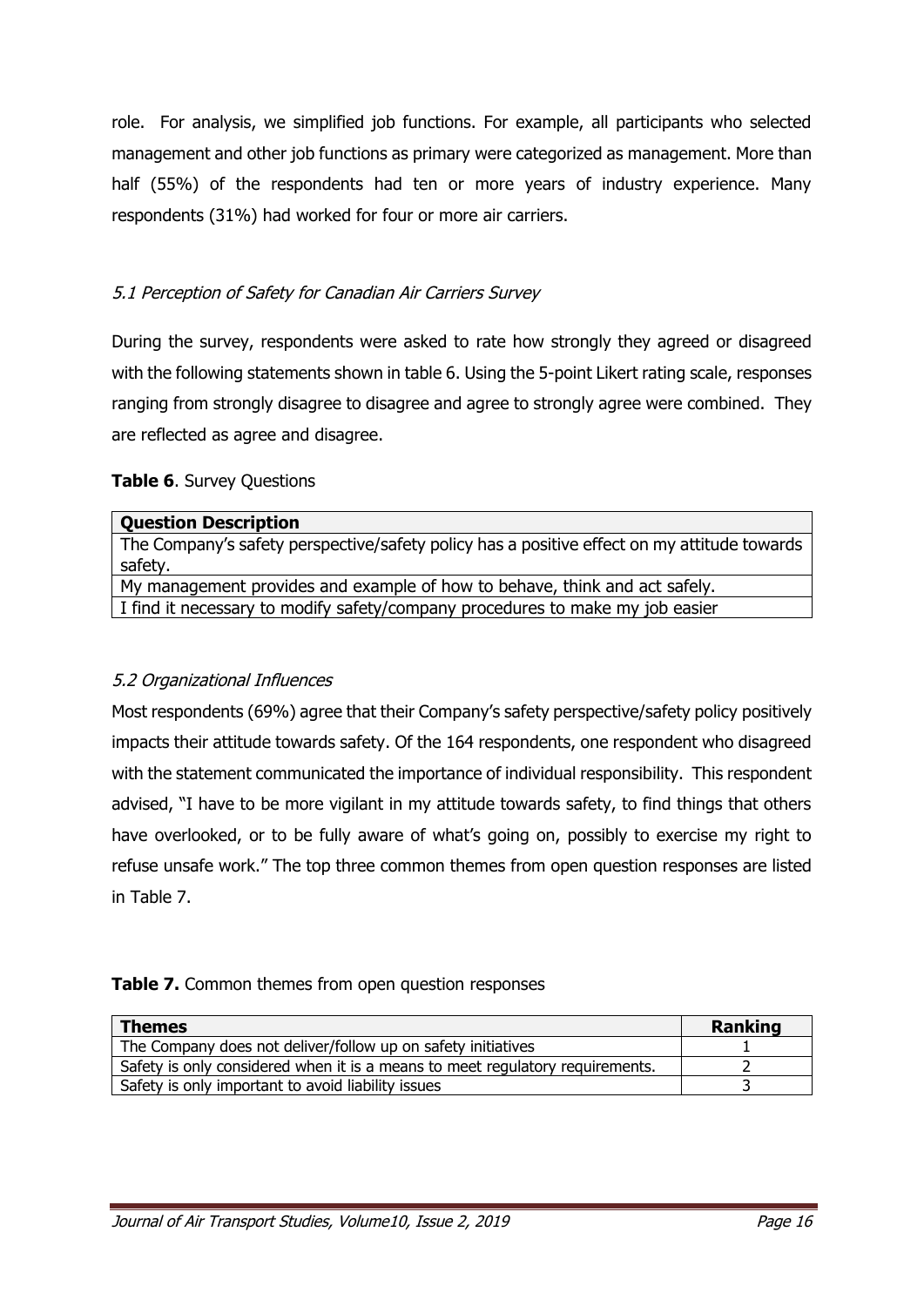role. For analysis, we simplified job functions. For example, all participants who selected management and other job functions as primary were categorized as management. More than half (55%) of the respondents had ten or more years of industry experience. Many respondents (31%) had worked for four or more air carriers.

### *5.1 Perception of Safety for Canadian Air Carriers Survey*

During the survey, respondents were asked to rate how strongly they agreed or disagreed with the following statements shown in table 6. Using the 5-point Likert rating scale, responses ranging from strongly disagree to disagree and agree to strongly agree were combined. They are reflected as agree and disagree.

**Table 6**. Survey Questions

| **Question Description** |
|---|
| The Company's safety perspective/safety policy has a positive effect on my attitude towards safety. |
| My management provides and example of how to behave, think and act safely. |
| I find it necessary to modify safety/company procedures to make my job easier |

### *5.2 Organizational Influences*

Most respondents (69%) agree that their Company's safety perspective/safety policy positively impacts their attitude towards safety. Of the 164 respondents, one respondent who disagreed with the statement communicated the importance of individual responsibility. This respondent advised, "I have to be more vigilant in my attitude towards safety, to find things that others have overlooked, or to be fully aware of what's going on, possibly to exercise my right to refuse unsafe work." The top three common themes from open question responses are listed in Table 7.

**Table 7.** Common themes from open question responses

| **Themes** | **Ranking** |
|---|---|
| The Company does not deliver/follow up on safety initiatives | 1 |
| Safety is only considered when it is a means to meet regulatory requirements. | 2 |
| Safety is only important to avoid liability issues | 3 |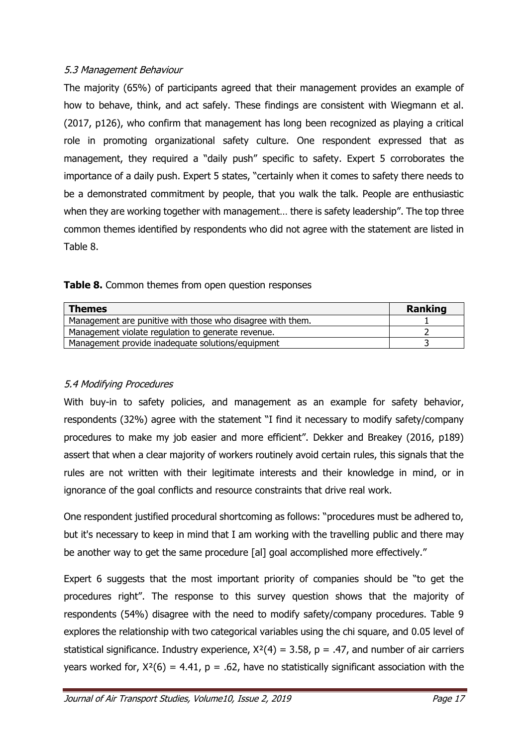### *5.3 Management Behaviour*

The majority (65%) of participants agreed that their management provides an example of how to behave, think, and act safely. These findings are consistent with Wiegmann et al. (2017, p126), who confirm that management has long been recognized as playing a critical role in promoting organizational safety culture. One respondent expressed that as management, they required a "daily push" specific to safety. Expert 5 corroborates the importance of a daily push. Expert 5 states, "certainly when it comes to safety there needs to be a demonstrated commitment by people, that you walk the talk. People are enthusiastic when they are working together with management… there is safety leadership". The top three common themes identified by respondents who did not agree with the statement are listed in Table 8.

**Table 8.** Common themes from open question responses

| Themes | Ranking |
|---|---|
| Management are punitive with those who disagree with them. | 1 |
| Management violate regulation to generate revenue. | 2 |
| Management provide inadequate solutions/equipment | 3 |

### *5.4 Modifying Procedures*

With buy-in to safety policies, and management as an example for safety behavior, respondents (32%) agree with the statement "I find it necessary to modify safety/company procedures to make my job easier and more efficient". Dekker and Breakey (2016, p189) assert that when a clear majority of workers routinely avoid certain rules, this signals that the rules are not written with their legitimate interests and their knowledge in mind, or in ignorance of the goal conflicts and resource constraints that drive real work.

One respondent justified procedural shortcoming as follows: "procedures must be adhered to, but it's necessary to keep in mind that I am working with the travelling public and there may be another way to get the same procedure [al] goal accomplished more effectively."

Expert 6 suggests that the most important priority of companies should be "to get the procedures right". The response to this survey question shows that the majority of respondents (54%) disagree with the need to modify safety/company procedures. Table 9 explores the relationship with two categorical variables using the chi square, and 0.05 level of statistical significance. Industry experience, $X^2(4) = 3.58$, $p = .47$, and number of air carriers years worked for, $X^2(6) = 4.41$, $p = .62$, have no statistically significant association with the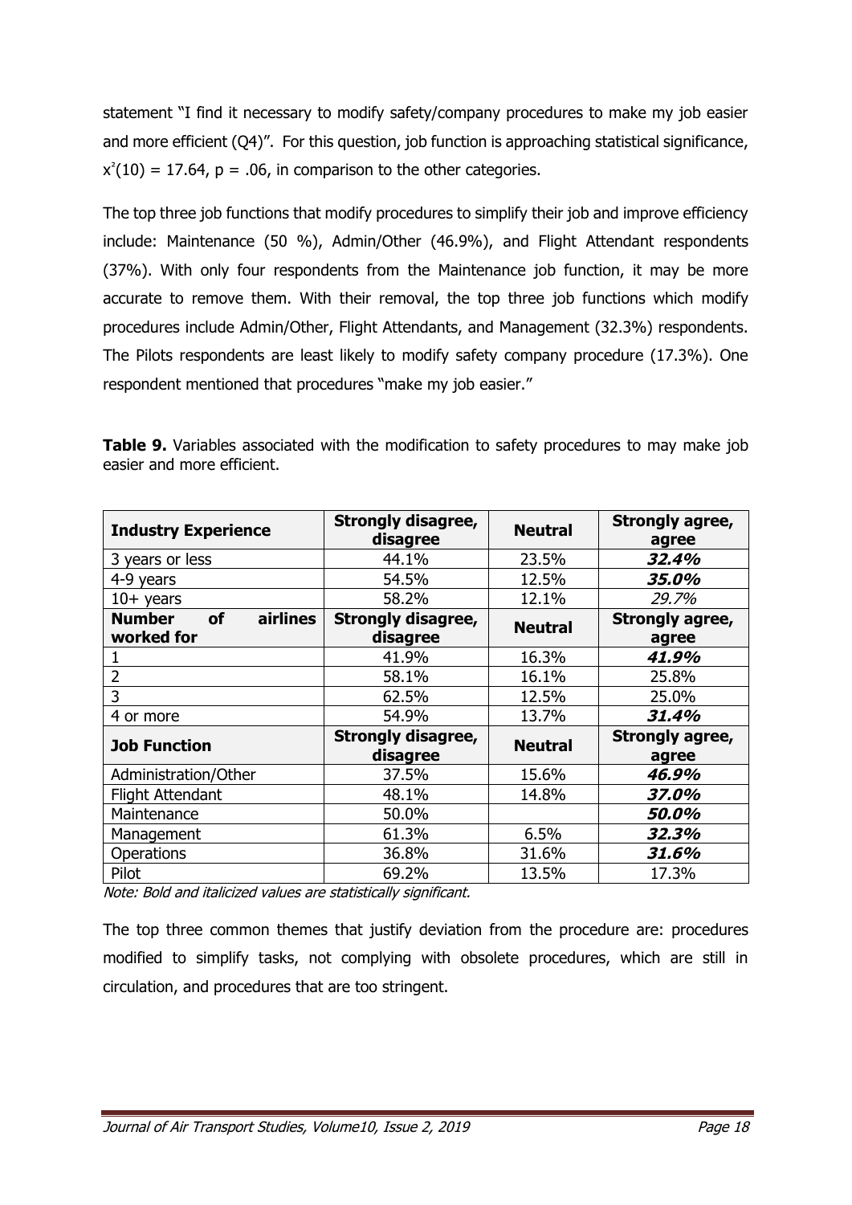statement "I find it necessary to modify safety/company procedures to make my job easier and more efficient (Q4)". For this question, job function is approaching statistical significance, $x^2(10) = 17.64$, $p = .06$, in comparison to the other categories.

The top three job functions that modify procedures to simplify their job and improve efficiency include: Maintenance (50 %), Admin/Other (46.9%), and Flight Attendant respondents (37%). With only four respondents from the Maintenance job function, it may be more accurate to remove them. With their removal, the top three job functions which modify procedures include Admin/Other, Flight Attendants, and Management (32.3%) respondents. The Pilots respondents are least likely to modify safety company procedure (17.3%). One respondent mentioned that procedures "make my job easier."

**Table 9.** Variables associated with the modification to safety procedures to may make job easier and more efficient.

| **Industry Experience** | **Strongly disagree, disagree** | **Neutral** | **Strongly agree, agree** |
|---|---|---|---|
| 3 years or less | 44.1% | 23.5% | ***32.4%*** |
| 4-9 years | 54.5% | 12.5% | ***35.0%*** |
| 10+ years | 58.2% | 12.1% | *29.7%* |
| **Number of airlines worked for** | **Strongly disagree, disagree** | **Neutral** | **Strongly agree, agree** |
| 1 | 41.9% | 16.3% | ***41.9%*** |
| 2 | 58.1% | 16.1% | 25.8% |
| 3 | 62.5% | 12.5% | 25.0% |
| 4 or more | 54.9% | 13.7% | ***31.4%*** |
| **Job Function** | **Strongly disagree, disagree** | **Neutral** | **Strongly agree, agree** |
| Administration/Other | 37.5% | 15.6% | ***46.9%*** |
| Flight Attendant | 48.1% | 14.8% | ***37.0%*** |
| Maintenance | 50.0% | | ***50.0%*** |
| Management | 61.3% | 6.5% | ***32.3%*** |
| Operations | 36.8% | 31.6% | ***31.6%*** |
| Pilot | 69.2% | 13.5% | 17.3% |

*Note: Bold and italicized values are statistically significant.*

The top three common themes that justify deviation from the procedure are: procedures modified to simplify tasks, not complying with obsolete procedures, which are still in circulation, and procedures that are too stringent.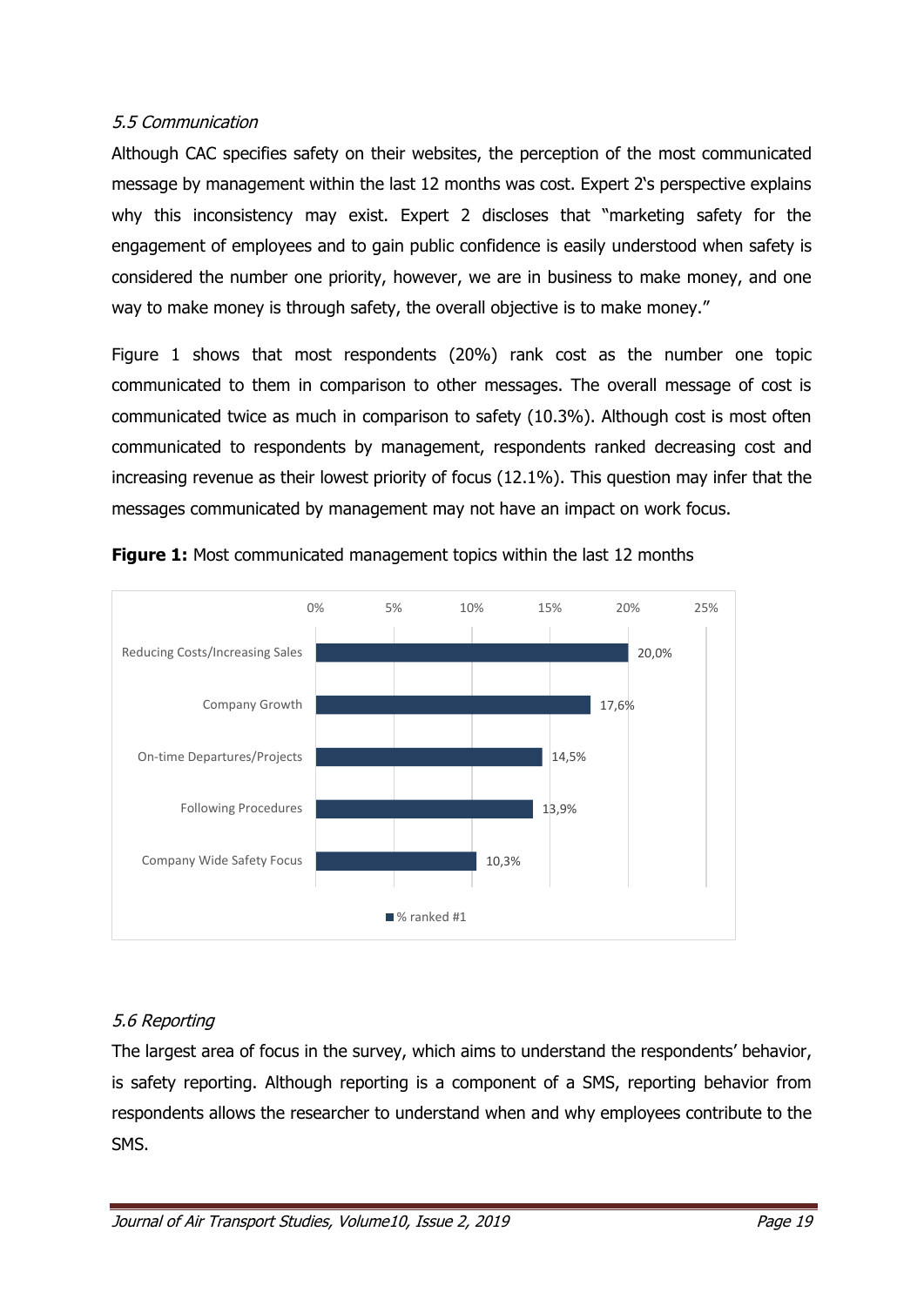### *5.5 Communication*

Although CAC specifies safety on their websites, the perception of the most communicated message by management within the last 12 months was cost. Expert 2's perspective explains why this inconsistency may exist. Expert 2 discloses that "marketing safety for the engagement of employees and to gain public confidence is easily understood when safety is considered the number one priority, however, we are in business to make money, and one way to make money is through safety, the overall objective is to make money."

Figure 1 shows that most respondents (20%) rank cost as the number one topic communicated to them in comparison to other messages. The overall message of cost is communicated twice as much in comparison to safety (10.3%). Although cost is most often communicated to respondents by management, respondents ranked decreasing cost and increasing revenue as their lowest priority of focus (12.1%). This question may infer that the messages communicated by management may not have an impact on work focus.

**Figure 1:** Most communicated management topics within the last 12 months

| Topic | % ranked #1 |
| --- | --- |
| Reducing Costs/Increasing Sales | 20,0% |
| Company Growth | 17,6% |
| On-time Departures/Projects | 14,5% |
| Following Procedures | 13,9% |
| Company Wide Safety Focus | 10,3% |

### *5.6 Reporting*

The largest area of focus in the survey, which aims to understand the respondents' behavior, is safety reporting. Although reporting is a component of a SMS, reporting behavior from respondents allows the researcher to understand when and why employees contribute to the SMS.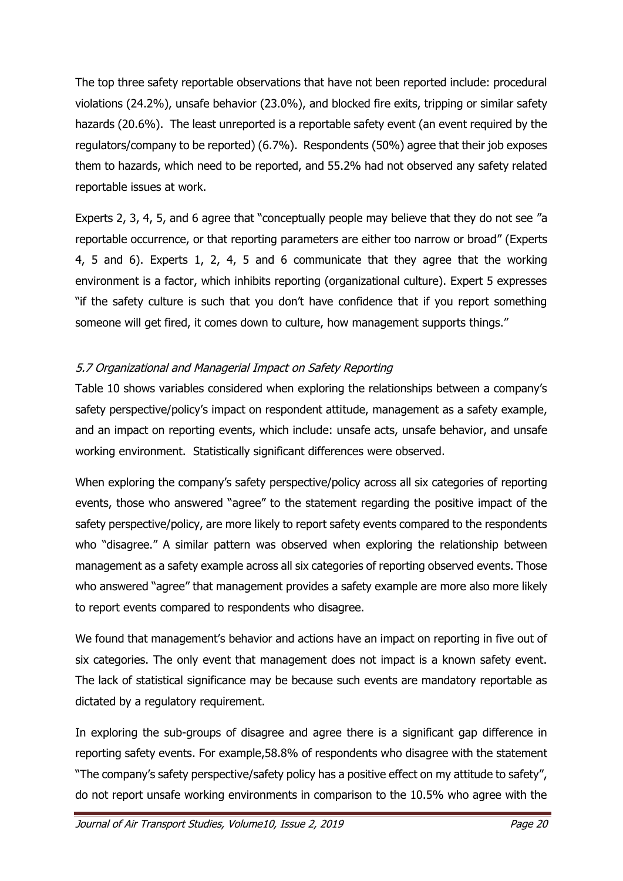The top three safety reportable observations that have not been reported include: procedural violations (24.2%), unsafe behavior (23.0%), and blocked fire exits, tripping or similar safety hazards (20.6%). The least unreported is a reportable safety event (an event required by the regulators/company to be reported) (6.7%). Respondents (50%) agree that their job exposes them to hazards, which need to be reported, and 55.2% had not observed any safety related reportable issues at work.

Experts 2, 3, 4, 5, and 6 agree that "conceptually people may believe that they do not see "a reportable occurrence, or that reporting parameters are either too narrow or broad" (Experts 4, 5 and 6). Experts 1, 2, 4, 5 and 6 communicate that they agree that the working environment is a factor, which inhibits reporting (organizational culture). Expert 5 expresses "if the safety culture is such that you don't have confidence that if you report something someone will get fired, it comes down to culture, how management supports things."

### *5.7 Organizational and Managerial Impact on Safety Reporting*

Table 10 shows variables considered when exploring the relationships between a company's safety perspective/policy's impact on respondent attitude, management as a safety example, and an impact on reporting events, which include: unsafe acts, unsafe behavior, and unsafe working environment. Statistically significant differences were observed.

When exploring the company's safety perspective/policy across all six categories of reporting events, those who answered "agree" to the statement regarding the positive impact of the safety perspective/policy, are more likely to report safety events compared to the respondents who "disagree." A similar pattern was observed when exploring the relationship between management as a safety example across all six categories of reporting observed events. Those who answered "agree" that management provides a safety example are more also more likely to report events compared to respondents who disagree.

We found that management's behavior and actions have an impact on reporting in five out of six categories. The only event that management does not impact is a known safety event. The lack of statistical significance may be because such events are mandatory reportable as dictated by a regulatory requirement.

In exploring the sub-groups of disagree and agree there is a significant gap difference in reporting safety events. For example,58.8% of respondents who disagree with the statement "The company's safety perspective/safety policy has a positive effect on my attitude to safety", do not report unsafe working environments in comparison to the 10.5% who agree with the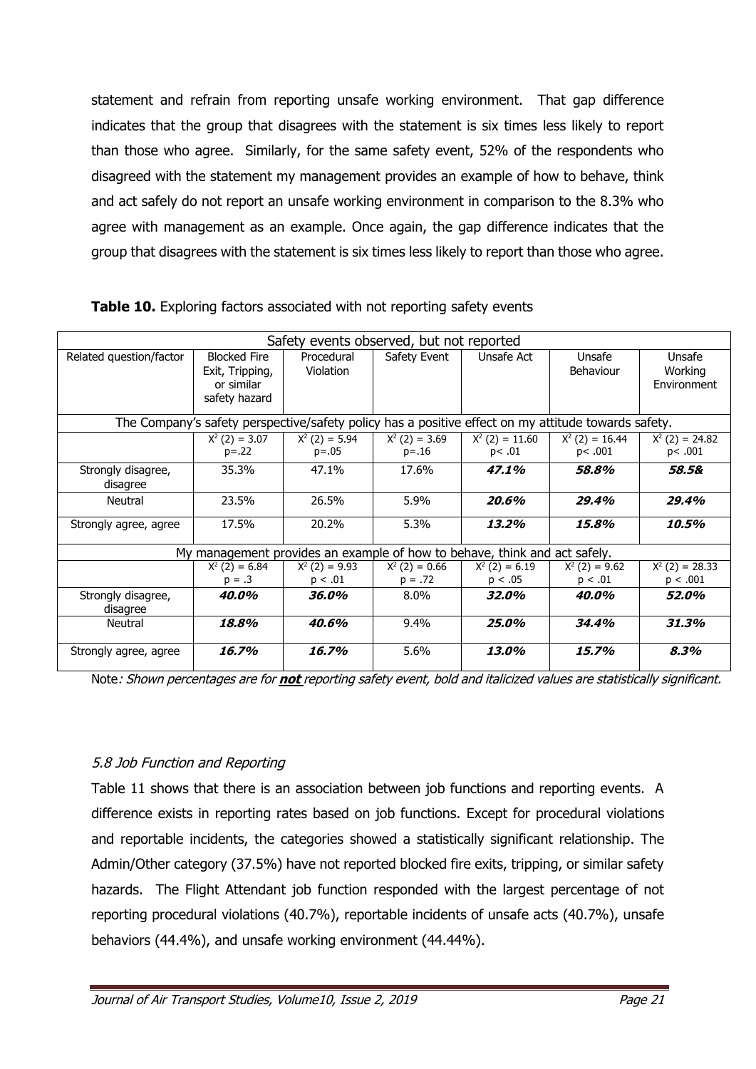statement and refrain from reporting unsafe working environment. That gap difference indicates that the group that disagrees with the statement is six times less likely to report than those who agree. Similarly, for the same safety event, 52% of the respondents who disagreed with the statement my management provides an example of how to behave, think and act safely do not report an unsafe working environment in comparison to the 8.3% who agree with management as an example. Once again, the gap difference indicates that the group that disagrees with the statement is six times less likely to report than those who agree.

**Table 10.** Exploring factors associated with not reporting safety events

| Safety events observed, but not reported | | | | | | |
|---|---|---|---|---|---|---|
| Related question/factor | Blocked Fire Exit, Tripping, or similar safety hazard | Procedural Violation | Safety Event | Unsafe Act | Unsafe Behaviour | Unsafe Working Environment |
| The Company's safety perspective/safety policy has a positive effect on my attitude towards safety. | | | | | | |
| | $X^2$ (2) = 3.07 p=.22 | $X^2$ (2) = 5.94 p=.05 | $X^2$ (2) = 3.69 p=.16 | $X^2$ (2) = 11.60 p< .01 | $X^2$ (2) = 16.44 p< .001 | $X^2$ (2) = 24.82 p< .001 |
| Strongly disagree, disagree | 35.3% | 47.1% | 17.6% | ***47.1%*** | ***58.8%*** | ***58.5&*** |
| Neutral | 23.5% | 26.5% | 5.9% | ***20.6%*** | ***29.4%*** | ***29.4%*** |
| Strongly agree, agree | 17.5% | 20.2% | 5.3% | ***13.2%*** | ***15.8%*** | ***10.5%*** |
| My management provides an example of how to behave, think and act safely. | | | | | | |
| | $X^2$ (2) = 6.84 p = .3 | $X^2$ (2) = 9.93 p < .01 | $X^2$ (2) = 0.66 p = .72 | $X^2$ (2) = 6.19 p < .05 | $X^2$ (2) = 9.62 p < .01 | $X^2$ (2) = 28.33 p < .001 |
| Strongly disagree, disagree | ***40.0%*** | ***36.0%*** | 8.0% | ***32.0%*** | ***40.0%*** | ***52.0%*** |
| Neutral | ***18.8%*** | ***40.6%*** | 9.4% | ***25.0%*** | ***34.4%*** | ***31.3%*** |
| Strongly agree, agree | ***16.7%*** | ***16.7%*** | 5.6% | ***13.0%*** | ***15.7%*** | ***8.3%*** |

Note*: Shown percentages are for* ***not*** *reporting safety event, bold and italicized values are statistically significant.*

### *5.8 Job Function and Reporting*

Table 11 shows that there is an association between job functions and reporting events. A difference exists in reporting rates based on job functions. Except for procedural violations and reportable incidents, the categories showed a statistically significant relationship. The Admin/Other category (37.5%) have not reported blocked fire exits, tripping, or similar safety hazards. The Flight Attendant job function responded with the largest percentage of not reporting procedural violations (40.7%), reportable incidents of unsafe acts (40.7%), unsafe behaviors (44.4%), and unsafe working environment (44.44%).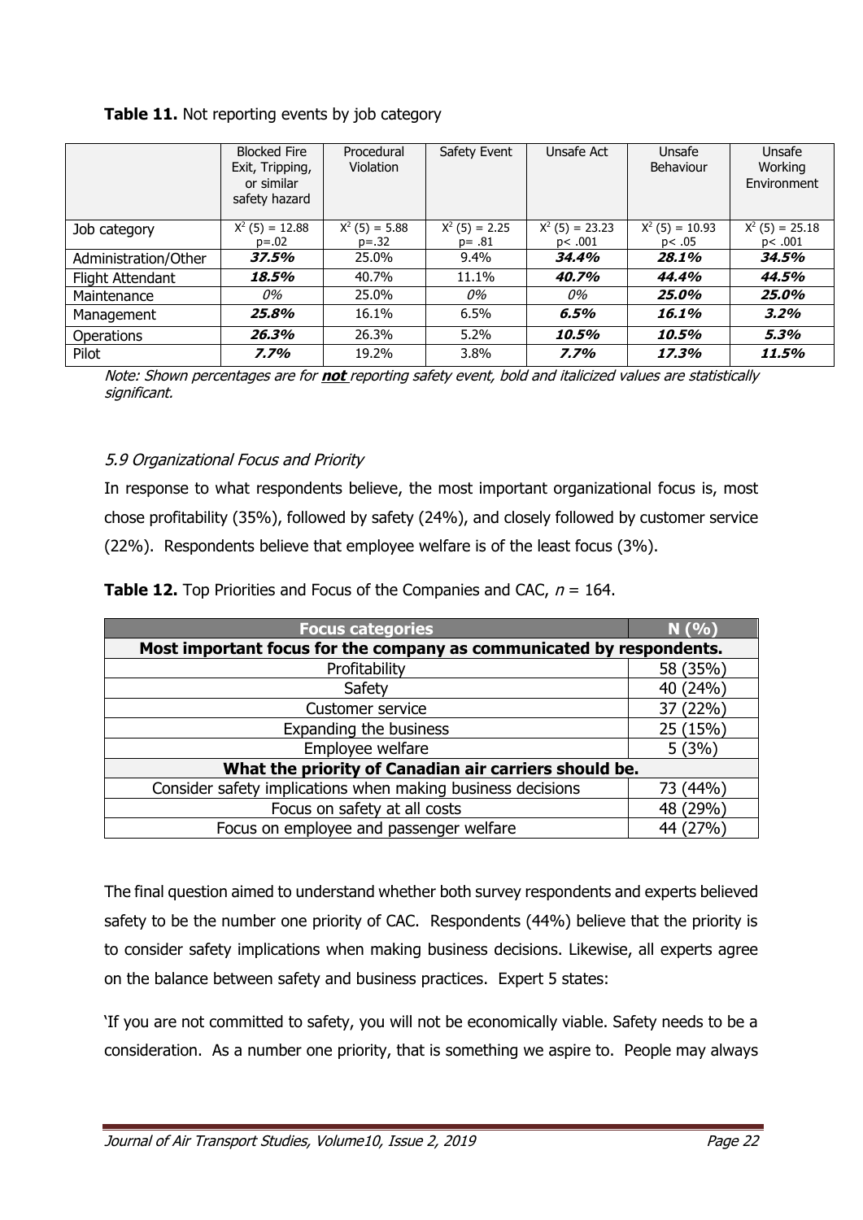**Table 11.** Not reporting events by job category

| | Blocked Fire Exit, Tripping, or similar safety hazard | Procedural Violation | Safety Event | Unsafe Act | Unsafe Behaviour | Unsafe Working Environment |
|---|---|---|---|---|---|---|
| Job category | $X^2$ (5) = 12.88 p=.02 | $X^2$ (5) = 5.88 p=.32 | $X^2$ (5) = 2.25 p= .81 | $X^2$ (5) = 23.23 p< .001 | $X^2$ (5) = 10.93 p< .05 | $X^2$ (5) = 25.18 p< .001 |
| Administration/Other | ***37.5%*** | 25.0% | 9.4% | ***34.4%*** | ***28.1%*** | ***34.5%*** |
| Flight Attendant | ***18.5%*** | 40.7% | 11.1% | ***40.7%*** | ***44.4%*** | ***44.5%*** |
| Maintenance | *0%* | 25.0% | *0%* | *0%* | ***25.0%*** | ***25.0%*** |
| Management | ***25.8%*** | 16.1% | 6.5% | ***6.5%*** | ***16.1%*** | ***3.2%*** |
| Operations | ***26.3%*** | 26.3% | 5.2% | ***10.5%*** | ***10.5%*** | ***5.3%*** |
| Pilot | ***7.7%*** | 19.2% | 3.8% | ***7.7%*** | ***17.3%*** | ***11.5%*** |

*Note: Shown percentages are for* ***not*** *reporting safety event, bold and italicized values are statistically significant.*

### *5.9 Organizational Focus and Priority*

In response to what respondents believe, the most important organizational focus is, most chose profitability (35%), followed by safety (24%), and closely followed by customer service (22%). Respondents believe that employee welfare is of the least focus (3%).

**Table 12.** Top Priorities and Focus of the Companies and CAC, $n$ = 164.

| Focus categories | N (%) |
|---|---|
| **Most important focus for the company as communicated by respondents.** | |
| Profitability | 58 (35%) |
| Safety | 40 (24%) |
| Customer service | 37 (22%) |
| Expanding the business | 25 (15%) |
| Employee welfare | 5 (3%) |
| **What the priority of Canadian air carriers should be.** | |
| Consider safety implications when making business decisions | 73 (44%) |
| Focus on safety at all costs | 48 (29%) |
| Focus on employee and passenger welfare | 44 (27%) |

The final question aimed to understand whether both survey respondents and experts believed safety to be the number one priority of CAC. Respondents (44%) believe that the priority is to consider safety implications when making business decisions. Likewise, all experts agree on the balance between safety and business practices. Expert 5 states:

'If you are not committed to safety, you will not be economically viable. Safety needs to be a consideration. As a number one priority, that is something we aspire to. People may always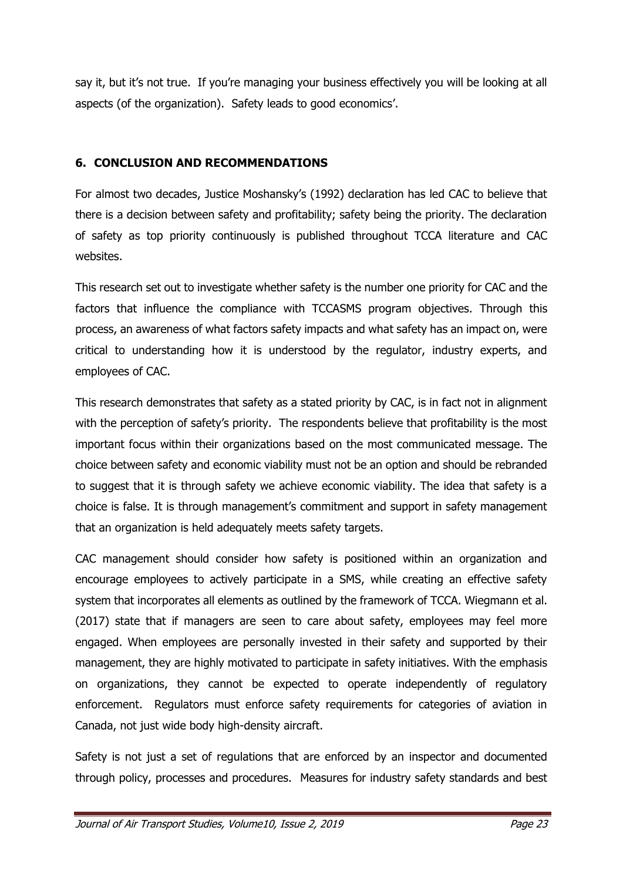say it, but it's not true. If you're managing your business effectively you will be looking at all aspects (of the organization). Safety leads to good economics'.

## 6. CONCLUSION AND RECOMMENDATIONS

For almost two decades, Justice Moshansky's (1992) declaration has led CAC to believe that there is a decision between safety and profitability; safety being the priority. The declaration of safety as top priority continuously is published throughout TCCA literature and CAC websites.

This research set out to investigate whether safety is the number one priority for CAC and the factors that influence the compliance with TCCASMS program objectives. Through this process, an awareness of what factors safety impacts and what safety has an impact on, were critical to understanding how it is understood by the regulator, industry experts, and employees of CAC.

This research demonstrates that safety as a stated priority by CAC, is in fact not in alignment with the perception of safety's priority. The respondents believe that profitability is the most important focus within their organizations based on the most communicated message. The choice between safety and economic viability must not be an option and should be rebranded to suggest that it is through safety we achieve economic viability. The idea that safety is a choice is false. It is through management's commitment and support in safety management that an organization is held adequately meets safety targets.

CAC management should consider how safety is positioned within an organization and encourage employees to actively participate in a SMS, while creating an effective safety system that incorporates all elements as outlined by the framework of TCCA. Wiegmann et al. (2017) state that if managers are seen to care about safety, employees may feel more engaged. When employees are personally invested in their safety and supported by their management, they are highly motivated to participate in safety initiatives. With the emphasis on organizations, they cannot be expected to operate independently of regulatory enforcement. Regulators must enforce safety requirements for categories of aviation in Canada, not just wide body high-density aircraft.

Safety is not just a set of regulations that are enforced by an inspector and documented through policy, processes and procedures. Measures for industry safety standards and best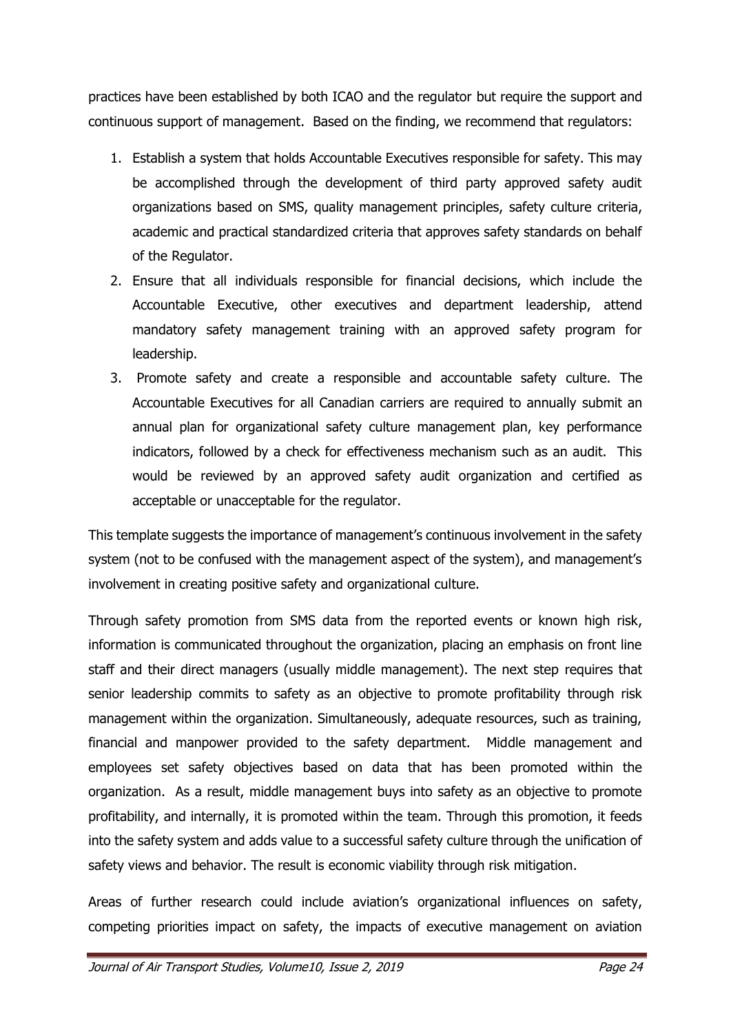practices have been established by both ICAO and the regulator but require the support and continuous support of management. Based on the finding, we recommend that regulators:

1. Establish a system that holds Accountable Executives responsible for safety. This may be accomplished through the development of third party approved safety audit organizations based on SMS, quality management principles, safety culture criteria, academic and practical standardized criteria that approves safety standards on behalf of the Regulator.
2. Ensure that all individuals responsible for financial decisions, which include the Accountable Executive, other executives and department leadership, attend mandatory safety management training with an approved safety program for leadership.
3. Promote safety and create a responsible and accountable safety culture. The Accountable Executives for all Canadian carriers are required to annually submit an annual plan for organizational safety culture management plan, key performance indicators, followed by a check for effectiveness mechanism such as an audit. This would be reviewed by an approved safety audit organization and certified as acceptable or unacceptable for the regulator.

This template suggests the importance of management's continuous involvement in the safety system (not to be confused with the management aspect of the system), and management's involvement in creating positive safety and organizational culture.

Through safety promotion from SMS data from the reported events or known high risk, information is communicated throughout the organization, placing an emphasis on front line staff and their direct managers (usually middle management). The next step requires that senior leadership commits to safety as an objective to promote profitability through risk management within the organization. Simultaneously, adequate resources, such as training, financial and manpower provided to the safety department. Middle management and employees set safety objectives based on data that has been promoted within the organization. As a result, middle management buys into safety as an objective to promote profitability, and internally, it is promoted within the team. Through this promotion, it feeds into the safety system and adds value to a successful safety culture through the unification of safety views and behavior. The result is economic viability through risk mitigation.

Areas of further research could include aviation's organizational influences on safety, competing priorities impact on safety, the impacts of executive management on aviation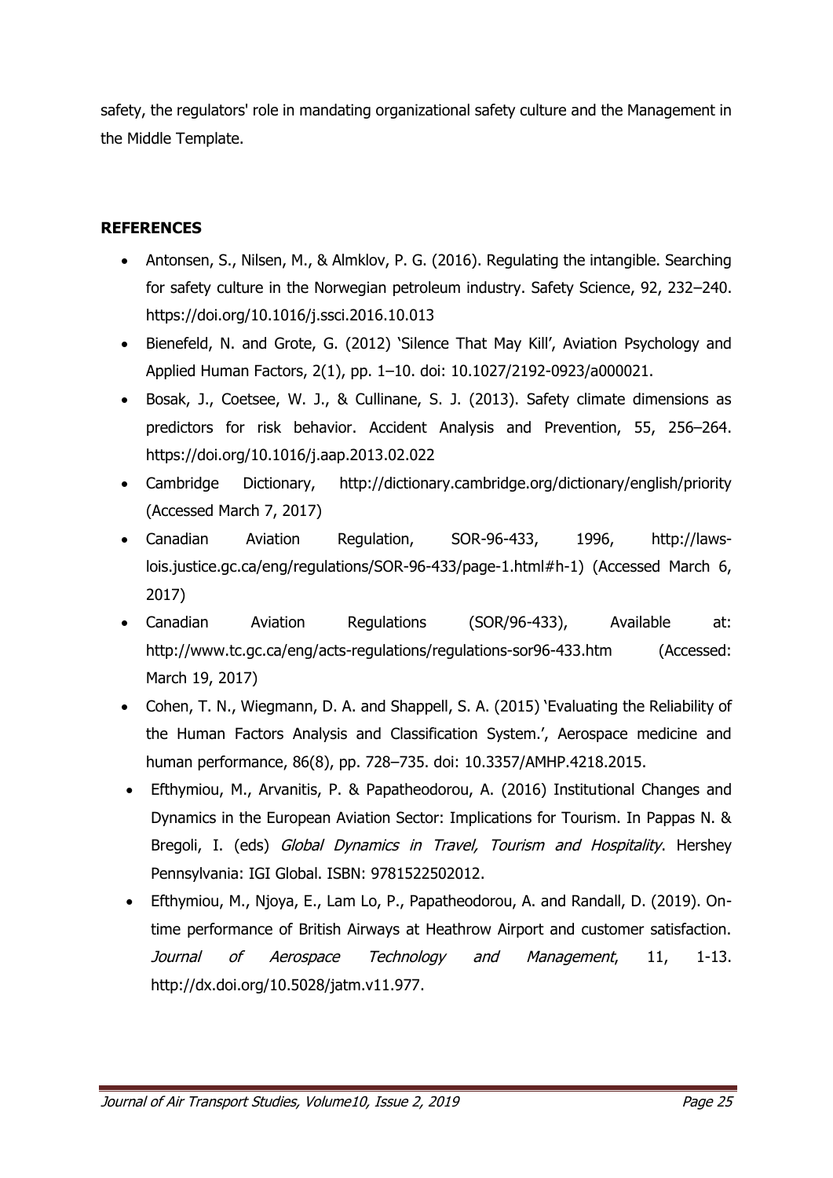safety, the regulators' role in mandating organizational safety culture and the Management in the Middle Template.

## REFERENCES

- Antonsen, S., Nilsen, M., & Almklov, P. G. (2016). Regulating the intangible. Searching for safety culture in the Norwegian petroleum industry. Safety Science, 92, 232–240. https://doi.org/10.1016/j.ssci.2016.10.013
- Bienefeld, N. and Grote, G. (2012) 'Silence That May Kill', Aviation Psychology and Applied Human Factors, 2(1), pp. 1–10. doi: 10.1027/2192-0923/a000021.
- Bosak, J., Coetsee, W. J., & Cullinane, S. J. (2013). Safety climate dimensions as predictors for risk behavior. Accident Analysis and Prevention, 55, 256–264. https://doi.org/10.1016/j.aap.2013.02.022
- Cambridge Dictionary, http://dictionary.cambridge.org/dictionary/english/priority (Accessed March 7, 2017)
- Canadian Aviation Regulation, SOR-96-433, 1996, http://laws-lois.justice.gc.ca/eng/regulations/SOR-96-433/page-1.html#h-1) (Accessed March 6, 2017)
- Canadian Aviation Regulations (SOR/96-433), Available at: http://www.tc.gc.ca/eng/acts-regulations/regulations-sor96-433.htm (Accessed: March 19, 2017)
- Cohen, T. N., Wiegmann, D. A. and Shappell, S. A. (2015) 'Evaluating the Reliability of the Human Factors Analysis and Classification System.', Aerospace medicine and human performance, 86(8), pp. 728–735. doi: 10.3357/AMHP.4218.2015.
- Efthymiou, M., Arvanitis, P. & Papatheodorou, A. (2016) Institutional Changes and Dynamics in the European Aviation Sector: Implications for Tourism. In Pappas N. & Bregoli, I. (eds) *Global Dynamics in Travel, Tourism and Hospitality*. Hershey Pennsylvania: IGI Global. ISBN: 9781522502012.
- Efthymiou, M., Njoya, E., Lam Lo, P., Papatheodorou, A. and Randall, D. (2019). On-time performance of British Airways at Heathrow Airport and customer satisfaction. *Journal of Aerospace Technology and Management*, 11, 1-13. http://dx.doi.org/10.5028/jatm.v11.977.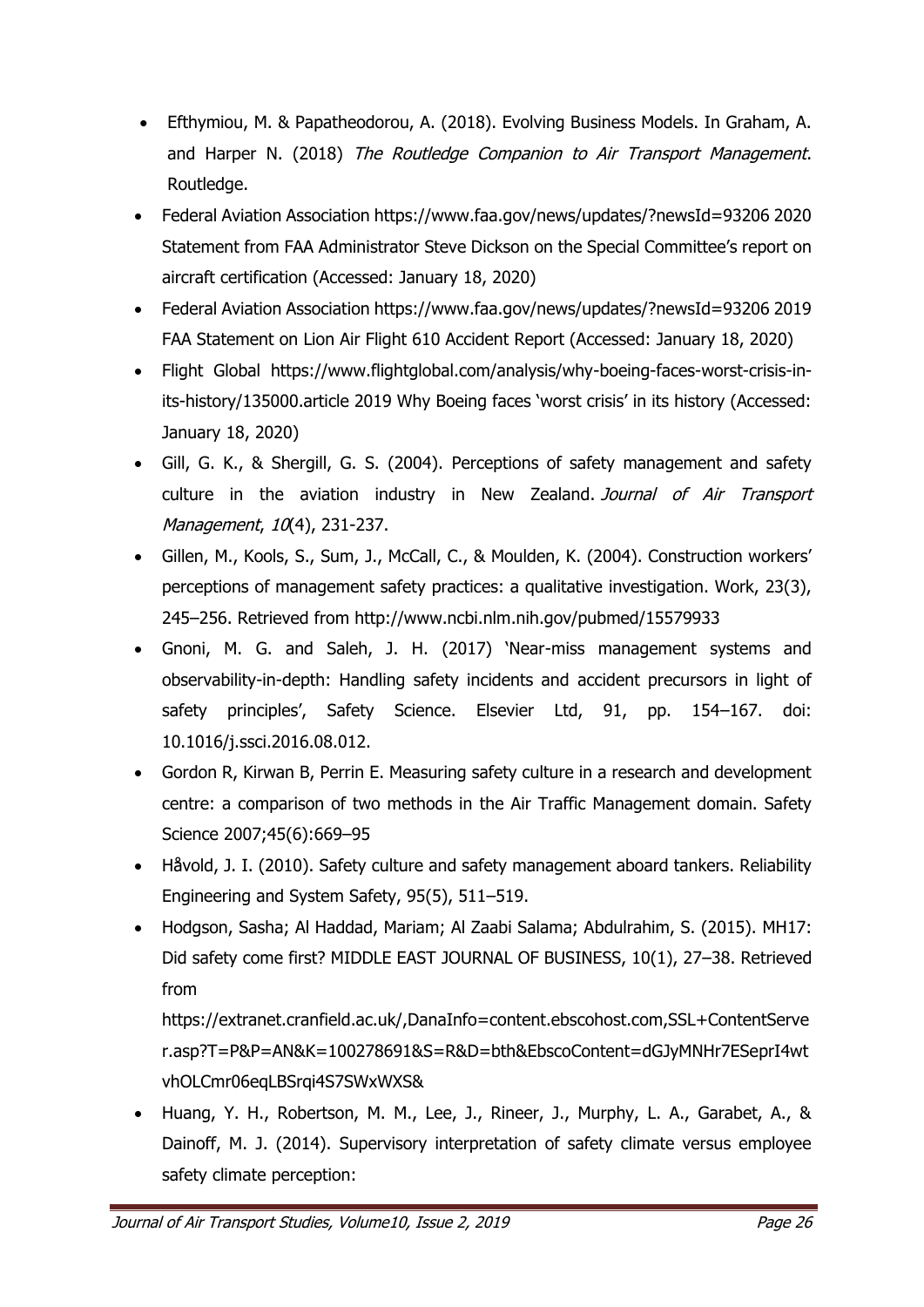- Efthymiou, M. & Papatheodorou, A. (2018). Evolving Business Models. In Graham, A. and Harper N. (2018) *The Routledge Companion to Air Transport Management*. Routledge.
- Federal Aviation Association https://www.faa.gov/news/updates/?newsId=93206 2020 Statement from FAA Administrator Steve Dickson on the Special Committee's report on aircraft certification (Accessed: January 18, 2020)
- Federal Aviation Association https://www.faa.gov/news/updates/?newsId=93206 2019 FAA Statement on Lion Air Flight 610 Accident Report (Accessed: January 18, 2020)
- Flight Global https://www.flightglobal.com/analysis/why-boeing-faces-worst-crisis-in-its-history/135000.article 2019 Why Boeing faces 'worst crisis' in its history (Accessed: January 18, 2020)
- Gill, G. K., & Shergill, G. S. (2004). Perceptions of safety management and safety culture in the aviation industry in New Zealand. *Journal of Air Transport Management*, *10*(4), 231-237.
- Gillen, M., Kools, S., Sum, J., McCall, C., & Moulden, K. (2004). Construction workers' perceptions of management safety practices: a qualitative investigation. Work, 23(3), 245–256. Retrieved from http://www.ncbi.nlm.nih.gov/pubmed/15579933
- Gnoni, M. G. and Saleh, J. H. (2017) 'Near-miss management systems and observability-in-depth: Handling safety incidents and accident precursors in light of safety principles', Safety Science. Elsevier Ltd, 91, pp. 154–167. doi: 10.1016/j.ssci.2016.08.012.
- Gordon R, Kirwan B, Perrin E. Measuring safety culture in a research and development centre: a comparison of two methods in the Air Traffic Management domain. Safety Science 2007;45(6):669–95
- Håvold, J. I. (2010). Safety culture and safety management aboard tankers. Reliability Engineering and System Safety, 95(5), 511–519.
- Hodgson, Sasha; Al Haddad, Mariam; Al Zaabi Salama; Abdulrahim, S. (2015). MH17: Did safety come first? MIDDLE EAST JOURNAL OF BUSINESS, 10(1), 27–38. Retrieved from https://extranet.cranfield.ac.uk/,DanaInfo=content.ebscohost.com,SSL+ContentServer.asp?T=P&P=AN&K=100278691&S=R&D=bth&EbscoContent=dGJyMNHr7ESeprI4wtvhOLCmr06eqLBSrqi4S7SWxWXS&
- Huang, Y. H., Robertson, M. M., Lee, J., Rineer, J., Murphy, L. A., Garabet, A., & Dainoff, M. J. (2014). Supervisory interpretation of safety climate versus employee safety climate perception: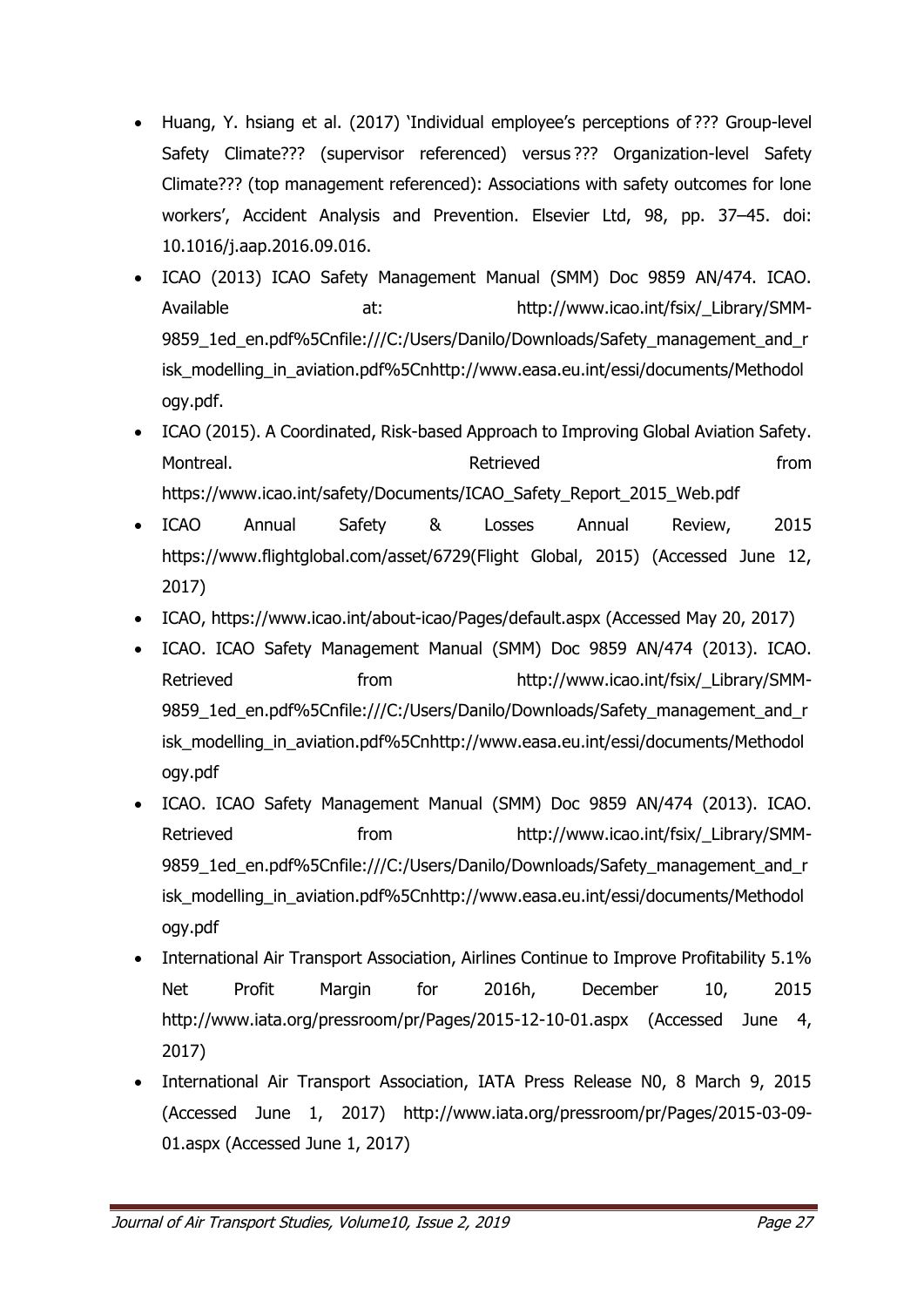- Huang, Y. hsiang et al. (2017) 'Individual employee's perceptions of ??? Group-level Safety Climate??? (supervisor referenced) versus ??? Organization-level Safety Climate??? (top management referenced): Associations with safety outcomes for lone workers', Accident Analysis and Prevention. Elsevier Ltd, 98, pp. 37–45. doi: 10.1016/j.aap.2016.09.016.
- ICAO (2013) ICAO Safety Management Manual (SMM) Doc 9859 AN/474. ICAO. Available at: http://www.icao.int/fsix/_Library/SMM-9859_1ed_en.pdf%5Cnfile:///C:/Users/Danilo/Downloads/Safety_management_and_risk_modelling_in_aviation.pdf%5Cnhttp://www.easa.eu.int/essi/documents/Methodology.pdf.
- ICAO (2015). A Coordinated, Risk-based Approach to Improving Global Aviation Safety. Montreal. Retrieved from https://www.icao.int/safety/Documents/ICAO_Safety_Report_2015_Web.pdf
- ICAO Annual Safety & Losses Annual Review, 2015 https://www.flightglobal.com/asset/6729(Flight Global, 2015) (Accessed June 12, 2017)
- ICAO, https://www.icao.int/about-icao/Pages/default.aspx (Accessed May 20, 2017)
- ICAO. ICAO Safety Management Manual (SMM) Doc 9859 AN/474 (2013). ICAO. Retrieved from http://www.icao.int/fsix/_Library/SMM-9859_1ed_en.pdf%5Cnfile:///C:/Users/Danilo/Downloads/Safety_management_and_risk_modelling_in_aviation.pdf%5Cnhttp://www.easa.eu.int/essi/documents/Methodology.pdf
- ICAO. ICAO Safety Management Manual (SMM) Doc 9859 AN/474 (2013). ICAO. Retrieved from http://www.icao.int/fsix/_Library/SMM-9859_1ed_en.pdf%5Cnfile:///C:/Users/Danilo/Downloads/Safety_management_and_risk_modelling_in_aviation.pdf%5Cnhttp://www.easa.eu.int/essi/documents/Methodology.pdf
- International Air Transport Association, Airlines Continue to Improve Profitability 5.1% Net Profit Margin for 2016h, December 10, 2015 http://www.iata.org/pressroom/pr/Pages/2015-12-10-01.aspx (Accessed June 4, 2017)
- International Air Transport Association, IATA Press Release N0, 8 March 9, 2015 (Accessed June 1, 2017) http://www.iata.org/pressroom/pr/Pages/2015-03-09-01.aspx (Accessed June 1, 2017)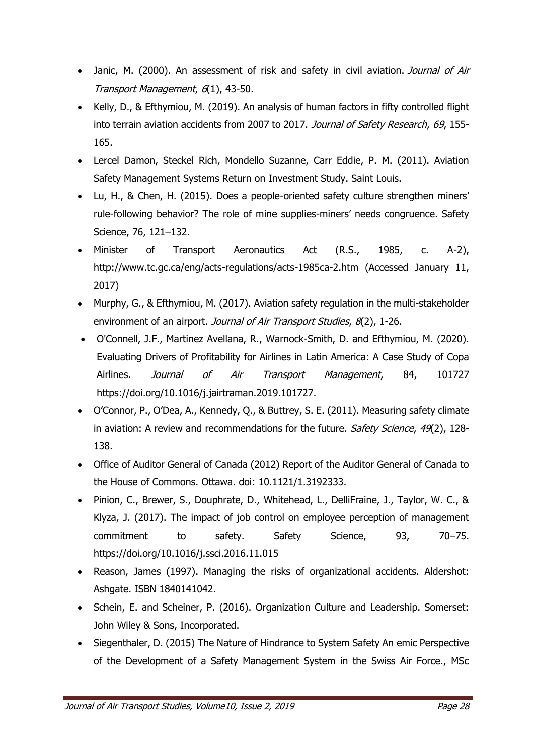- Janic, M. (2000). An assessment of risk and safety in civil aviation. *Journal of Air Transport Management*, *6*(1), 43-50.
- Kelly, D., & Efthymiou, M. (2019). An analysis of human factors in fifty controlled flight into terrain aviation accidents from 2007 to 2017. *Journal of Safety Research*, *69*, 155-165.
- Lercel Damon, Steckel Rich, Mondello Suzanne, Carr Eddie, P. M. (2011). Aviation Safety Management Systems Return on Investment Study. Saint Louis.
- Lu, H., & Chen, H. (2015). Does a people-oriented safety culture strengthen miners' rule-following behavior? The role of mine supplies-miners' needs congruence. Safety Science, 76, 121–132.
- Minister of Transport Aeronautics Act (R.S., 1985, c. A-2), http://www.tc.gc.ca/eng/acts-regulations/acts-1985ca-2.htm (Accessed January 11, 2017)
- Murphy, G., & Efthymiou, M. (2017). Aviation safety regulation in the multi-stakeholder environment of an airport. *Journal of Air Transport Studies*, *8*(2), 1-26.
- O'Connell, J.F., Martinez Avellana, R., Warnock-Smith, D. and Efthymiou, M. (2020). Evaluating Drivers of Profitability for Airlines in Latin America: A Case Study of Copa Airlines. *Journal of Air Transport Management*, 84, 101727 https://doi.org/10.1016/j.jairtraman.2019.101727.
- O'Connor, P., O'Dea, A., Kennedy, Q., & Buttrey, S. E. (2011). Measuring safety climate in aviation: A review and recommendations for the future. *Safety Science*, *49*(2), 128-138.
- Office of Auditor General of Canada (2012) Report of the Auditor General of Canada to the House of Commons. Ottawa. doi: 10.1121/1.3192333.
- Pinion, C., Brewer, S., Douphrate, D., Whitehead, L., DelliFraine, J., Taylor, W. C., & Klyza, J. (2017). The impact of job control on employee perception of management commitment to safety. Safety Science, 93, 70–75. https://doi.org/10.1016/j.ssci.2016.11.015
- Reason, James (1997). Managing the risks of organizational accidents. Aldershot: Ashgate. ISBN 1840141042.
- Schein, E. and Scheiner, P. (2016). Organization Culture and Leadership. Somerset: John Wiley & Sons, Incorporated.
- Siegenthaler, D. (2015) The Nature of Hindrance to System Safety An emic Perspective of the Development of a Safety Management System in the Swiss Air Force., MSc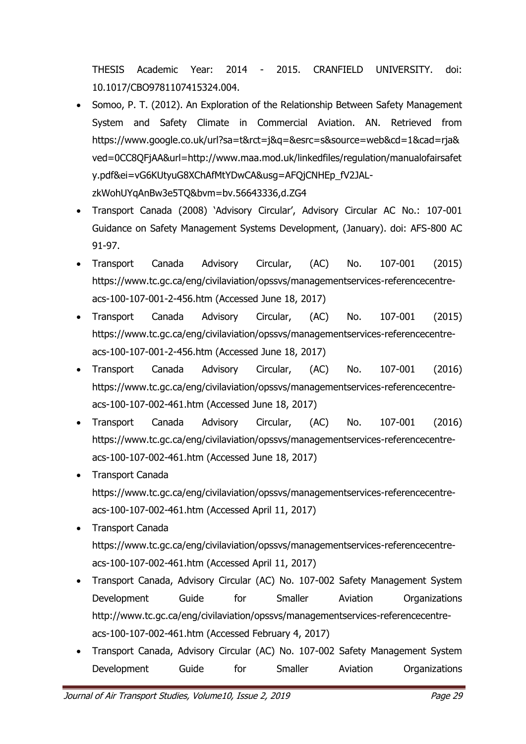THESIS Academic Year: 2014 - 2015. CRANFIELD UNIVERSITY. doi: 10.1017/CBO9781107415324.004.

- Somoo, P. T. (2012). An Exploration of the Relationship Between Safety Management System and Safety Climate in Commercial Aviation. AN. Retrieved from https://www.google.co.uk/url?sa=t&rct=j&q=&esrc=s&source=web&cd=1&cad=rja&ved=0CC8QFjAA&url=http://www.maa.mod.uk/linkedfiles/regulation/manualofairsafety.pdf&ei=vG6KUtyuG8XChAfMtYDwCA&usg=AFQjCNHEp_fV2JAL-zkWohUYqAnBw3e5TQ&bvm=bv.56643336,d.ZG4
- Transport Canada (2008) 'Advisory Circular', Advisory Circular AC No.: 107-001 Guidance on Safety Management Systems Development, (January). doi: AFS-800 AC 91-97.
- Transport Canada Advisory Circular, (AC) No. 107-001 (2015) https://www.tc.gc.ca/eng/civilaviation/opssvs/managementservices-referencecentre-acs-100-107-001-2-456.htm (Accessed June 18, 2017)
- Transport Canada Advisory Circular, (AC) No. 107-001 (2015) https://www.tc.gc.ca/eng/civilaviation/opssvs/managementservices-referencecentre-acs-100-107-001-2-456.htm (Accessed June 18, 2017)
- Transport Canada Advisory Circular, (AC) No. 107-001 (2016) https://www.tc.gc.ca/eng/civilaviation/opssvs/managementservices-referencecentre-acs-100-107-002-461.htm (Accessed June 18, 2017)
- Transport Canada Advisory Circular, (AC) No. 107-001 (2016) https://www.tc.gc.ca/eng/civilaviation/opssvs/managementservices-referencecentre-acs-100-107-002-461.htm (Accessed June 18, 2017)
- Transport Canada https://www.tc.gc.ca/eng/civilaviation/opssvs/managementservices-referencecentre-acs-100-107-002-461.htm (Accessed April 11, 2017)
- Transport Canada https://www.tc.gc.ca/eng/civilaviation/opssvs/managementservices-referencecentre-acs-100-107-002-461.htm (Accessed April 11, 2017)
- Transport Canada, Advisory Circular (AC) No. 107-002 Safety Management System Development Guide for Smaller Aviation Organizations http://www.tc.gc.ca/eng/civilaviation/opssvs/managementservices-referencecentre-acs-100-107-002-461.htm (Accessed February 4, 2017)
- Transport Canada, Advisory Circular (AC) No. 107-002 Safety Management System Development Guide for Smaller Aviation Organizations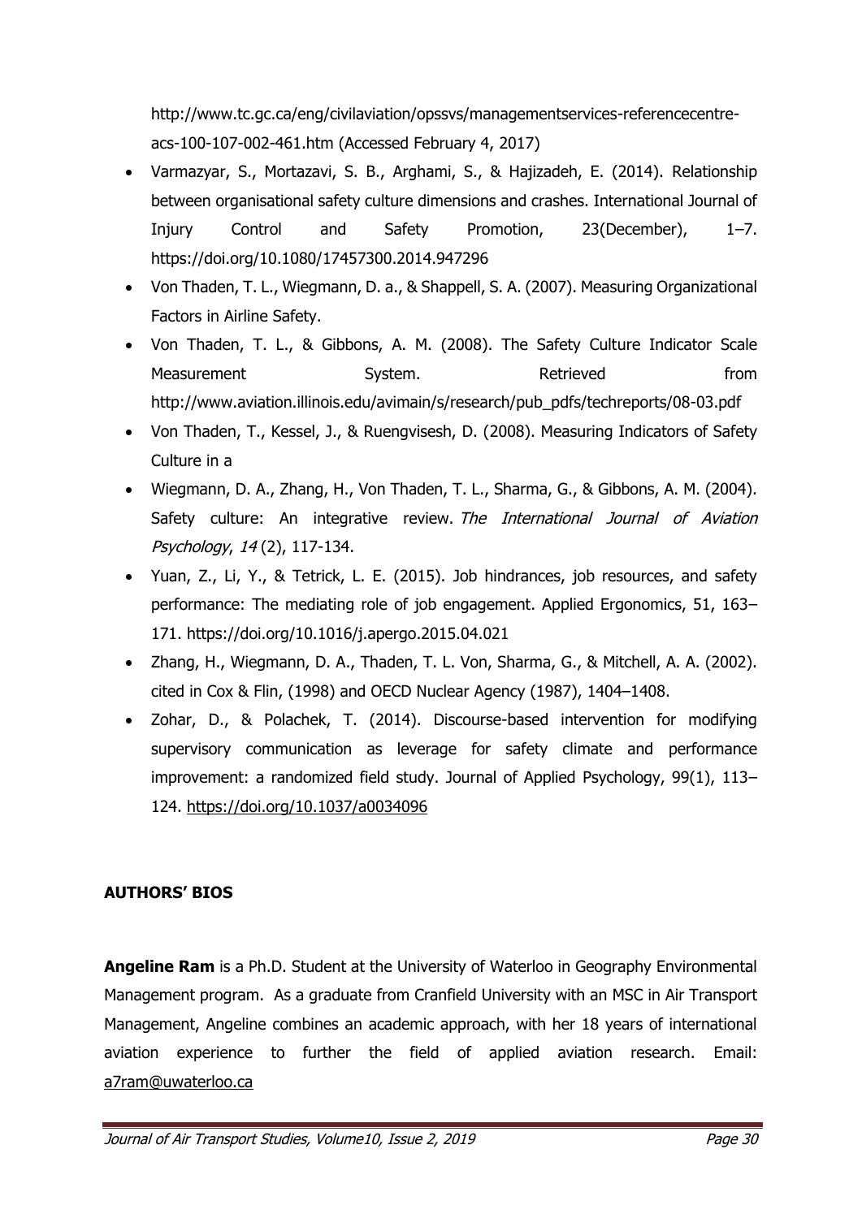http://www.tc.gc.ca/eng/civilaviation/opssvs/managementservices-referencecentre-acs-100-107-002-461.htm (Accessed February 4, 2017)

- Varmazyar, S., Mortazavi, S. B., Arghami, S., & Hajizadeh, E. (2014). Relationship between organisational safety culture dimensions and crashes. International Journal of Injury Control and Safety Promotion, 23(December), 1–7. https://doi.org/10.1080/17457300.2014.947296
- Von Thaden, T. L., Wiegmann, D. a., & Shappell, S. A. (2007). Measuring Organizational Factors in Airline Safety.
- Von Thaden, T. L., & Gibbons, A. M. (2008). The Safety Culture Indicator Scale Measurement System. Retrieved from http://www.aviation.illinois.edu/avimain/s/research/pub_pdfs/techreports/08-03.pdf
- Von Thaden, T., Kessel, J., & Ruengvisesh, D. (2008). Measuring Indicators of Safety Culture in a
- Wiegmann, D. A., Zhang, H., Von Thaden, T. L., Sharma, G., & Gibbons, A. M. (2004). Safety culture: An integrative review. *The International Journal of Aviation Psychology*, *14* (2), 117-134.
- Yuan, Z., Li, Y., & Tetrick, L. E. (2015). Job hindrances, job resources, and safety performance: The mediating role of job engagement. Applied Ergonomics, 51, 163–171. https://doi.org/10.1016/j.apergo.2015.04.021
- Zhang, H., Wiegmann, D. A., Thaden, T. L. Von, Sharma, G., & Mitchell, A. A. (2002). cited in Cox & Flin, (1998) and OECD Nuclear Agency (1987), 1404–1408.
- Zohar, D., & Polachek, T. (2014). Discourse-based intervention for modifying supervisory communication as leverage for safety climate and performance improvement: a randomized field study. Journal of Applied Psychology, 99(1), 113–124. https://doi.org/10.1037/a0034096

## AUTHORS' BIOS

**Angeline Ram** is a Ph.D. Student at the University of Waterloo in Geography Environmental Management program. As a graduate from Cranfield University with an MSC in Air Transport Management, Angeline combines an academic approach, with her 18 years of international aviation experience to further the field of applied aviation research. Email: a7ram@uwaterloo.ca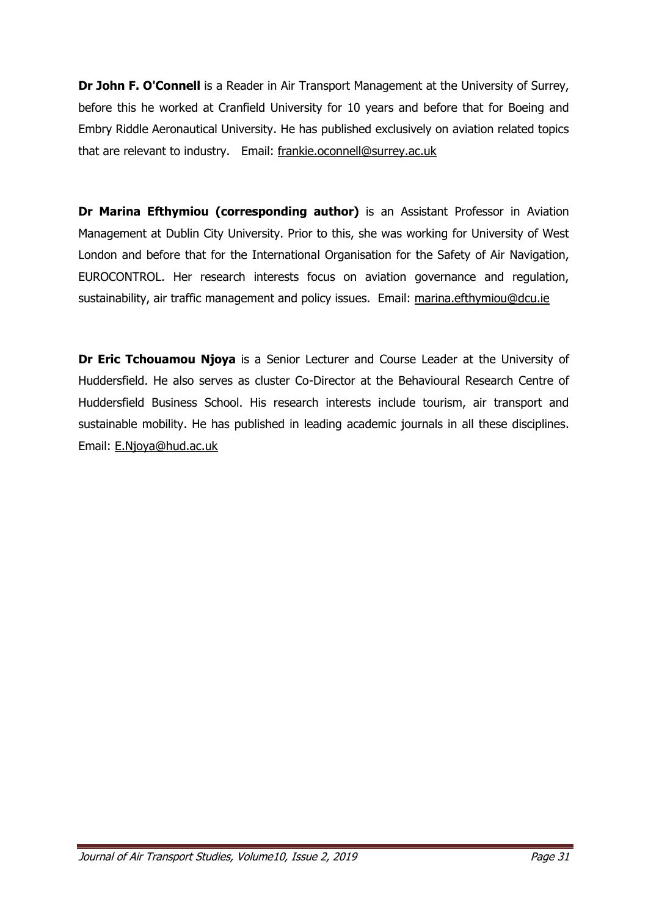**Dr John F. O'Connell** is a Reader in Air Transport Management at the University of Surrey, before this he worked at Cranfield University for 10 years and before that for Boeing and Embry Riddle Aeronautical University. He has published exclusively on aviation related topics that are relevant to industry. Email: frankie.oconnell@surrey.ac.uk

**Dr Marina Efthymiou (corresponding author)** is an Assistant Professor in Aviation Management at Dublin City University. Prior to this, she was working for University of West London and before that for the International Organisation for the Safety of Air Navigation, EUROCONTROL. Her research interests focus on aviation governance and regulation, sustainability, air traffic management and policy issues. Email: marina.efthymiou@dcu.ie

**Dr Eric Tchouamou Njoya** is a Senior Lecturer and Course Leader at the University of Huddersfield. He also serves as cluster Co-Director at the Behavioural Research Centre of Huddersfield Business School. His research interests include tourism, air transport and sustainable mobility. He has published in leading academic journals in all these disciplines. Email: E.Njoya@hud.ac.uk